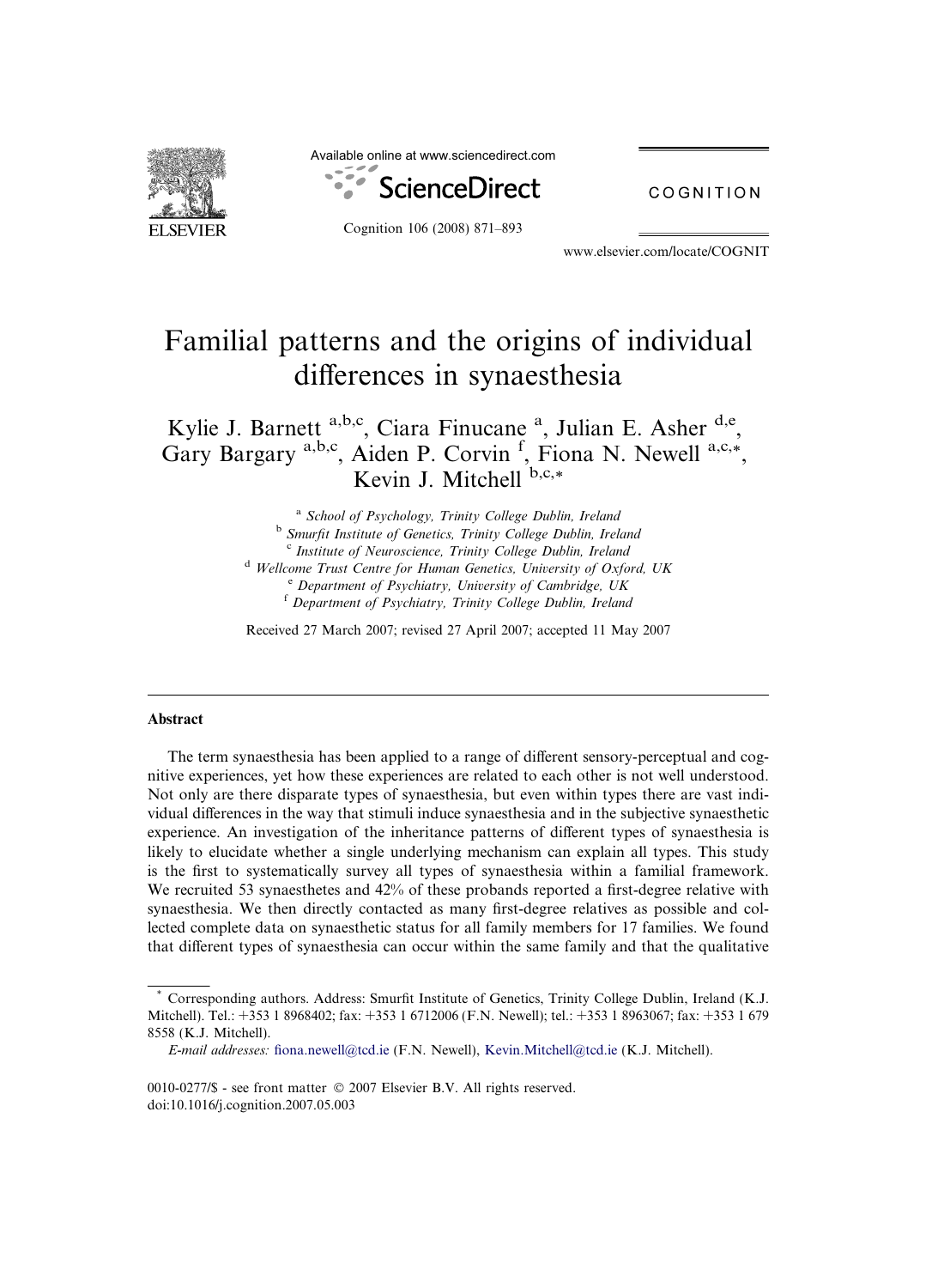# Familial patterns and the origins of individual differences in synaesthesia

Kylie J. Barnett [a,b,c], Ciara Finucane [a], Julian E. Asher [d,e], Gary Bargary [a,b,c], Aiden P. Corvin [f], Fiona N. Newell [a,c,*], Kevin J. Mitchell [b,c,*]

[a] School of Psychology, Trinity College Dublin, Ireland
[b] Smurfit Institute of Genetics, Trinity College Dublin, Ireland
[c] Institute of Neuroscience, Trinity College Dublin, Ireland
[d] Wellcome Trust Centre for Human Genetics, University of Oxford, UK
[e] Department of Psychiatry, University of Cambridge, UK
[f] Department of Psychiatry, Trinity College Dublin, Ireland

Received 27 March 2007; revised 27 April 2007; accepted 11 May 2007

## Abstract

The term synaesthesia has been applied to a range of different sensory-perceptual and cognitive experiences, yet how these experiences are related to each other is not well understood. Not only are there disparate types of synaesthesia, but even within types there are vast individual differences in the way that stimuli induce synaesthesia and in the subjective synaesthetic experience. An investigation of the inheritance patterns of different types of synaesthesia is likely to elucidate whether a single underlying mechanism can explain all types. This study is the first to systematically survey all types of synaesthesia within a familial framework. We recruited 53 synaesthetes and 42% of these probands reported a first-degree relative with synaesthesia. We then directly contacted as many first-degree relatives as possible and collected complete data on synaesthetic status for all family members for 17 families. We found that different types of synaesthesia can occur within the same family and that the qualitative

---

\* Corresponding authors. Address: Smurfit Institute of Genetics, Trinity College Dublin, Ireland (K.J. Mitchell). Tel.: +353 1 8968402; fax: +353 1 6712006 (F.N. Newell); tel.: +353 1 8963067; fax: +353 1 679 8558 (K.J. Mitchell).

*E-mail addresses:* fiona.newell@tcd.ie (F.N. Newell), Kevin.Mitchell@tcd.ie (K.J. Mitchell).

0010-0277/$ - see front matter © 2007 Elsevier B.V. All rights reserved.
doi:10.1016/j.cognition.2007.05.003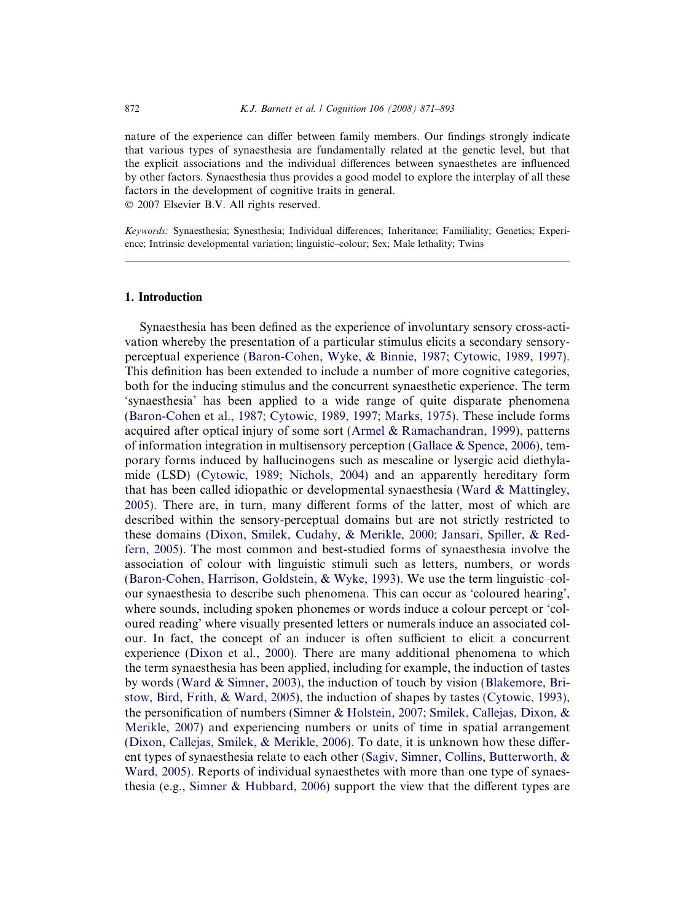nature of the experience can differ between family members. Our findings strongly indicate that various types of synaesthesia are fundamentally related at the genetic level, but that the explicit associations and the individual differences between synaesthetes are influenced by other factors. Synaesthesia thus provides a good model to explore the interplay of all these factors in the development of cognitive traits in general.
© 2007 Elsevier B.V. All rights reserved.

*Keywords:* Synaesthesia; Synesthesia; Individual differences; Inheritance; Familiality; Genetics; Experience; Intrinsic developmental variation; linguistic–colour; Sex; Male lethality; Twins

## 1. Introduction

Synaesthesia has been defined as the experience of involuntary sensory cross-activation whereby the presentation of a particular stimulus elicits a secondary sensory-perceptual experience (Baron-Cohen, Wyke, & Binnie, 1987; Cytowic, 1989, 1997). This definition has been extended to include a number of more cognitive categories, both for the inducing stimulus and the concurrent synaesthetic experience. The term 'synaesthesia' has been applied to a wide range of quite disparate phenomena (Baron-Cohen et al., 1987; Cytowic, 1989, 1997; Marks, 1975). These include forms acquired after optical injury of some sort (Armel & Ramachandran, 1999), patterns of information integration in multisensory perception (Gallace & Spence, 2006), temporary forms induced by hallucinogens such as mescaline or lysergic acid diethylamide (LSD) (Cytowic, 1989; Nichols, 2004) and an apparently hereditary form that has been called idiopathic or developmental synaesthesia (Ward & Mattingley, 2005). There are, in turn, many different forms of the latter, most of which are described within the sensory-perceptual domains but are not strictly restricted to these domains (Dixon, Smilek, Cudahy, & Merikle, 2000; Jansari, Spiller, & Redfern, 2005). The most common and best-studied forms of synaesthesia involve the association of colour with linguistic stimuli such as letters, numbers, or words (Baron-Cohen, Harrison, Goldstein, & Wyke, 1993). We use the term linguistic–colour synaesthesia to describe such phenomena. This can occur as 'coloured hearing', where sounds, including spoken phonemes or words induce a colour percept or 'coloured reading' where visually presented letters or numerals induce an associated colour. In fact, the concept of an inducer is often sufficient to elicit a concurrent experience (Dixon et al., 2000). There are many additional phenomena to which the term synaesthesia has been applied, including for example, the induction of tastes by words (Ward & Simner, 2003), the induction of touch by vision (Blakemore, Bristow, Bird, Frith, & Ward, 2005), the induction of shapes by tastes (Cytowic, 1993), the personification of numbers (Simner & Holstein, 2007; Smilek, Callejas, Dixon, & Merikle, 2007) and experiencing numbers or units of time in spatial arrangement (Dixon, Callejas, Smilek, & Merikle, 2006). To date, it is unknown how these different types of synaesthesia relate to each other (Sagiv, Simner, Collins, Butterworth, & Ward, 2005). Reports of individual synaesthetes with more than one type of synaesthesia (e.g., Simner & Hubbard, 2006) support the view that the different types are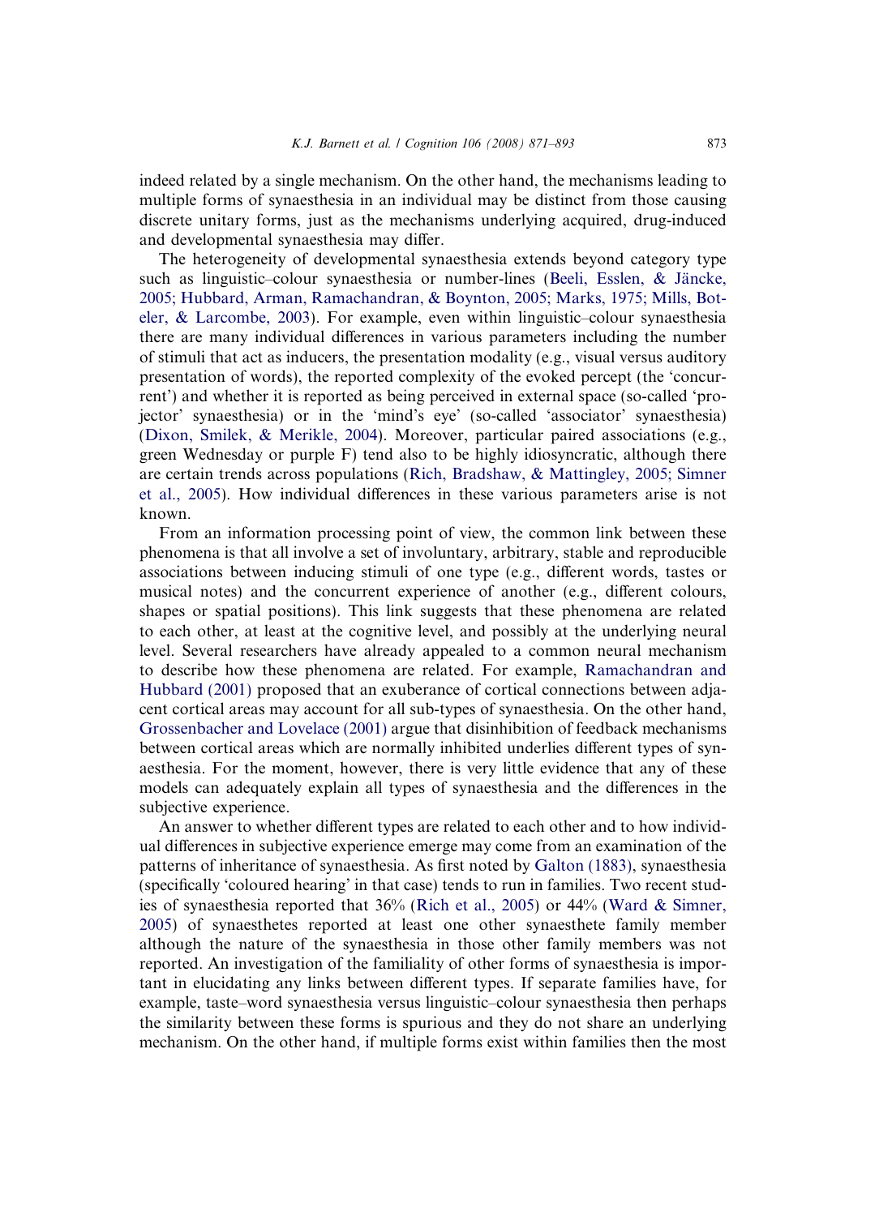indeed related by a single mechanism. On the other hand, the mechanisms leading to multiple forms of synaesthesia in an individual may be distinct from those causing discrete unitary forms, just as the mechanisms underlying acquired, drug-induced and developmental synaesthesia may differ.

The heterogeneity of developmental synaesthesia extends beyond category type such as linguistic–colour synaesthesia or number-lines (Beeli, Esslen, & Jäncke, 2005; Hubbard, Arman, Ramachandran, & Boynton, 2005; Marks, 1975; Mills, Boteler, & Larcombe, 2003). For example, even within linguistic–colour synaesthesia there are many individual differences in various parameters including the number of stimuli that act as inducers, the presentation modality (e.g., visual versus auditory presentation of words), the reported complexity of the evoked percept (the 'concurrent') and whether it is reported as being perceived in external space (so-called 'projector' synaesthesia) or in the 'mind's eye' (so-called 'associator' synaesthesia) (Dixon, Smilek, & Merikle, 2004). Moreover, particular paired associations (e.g., green Wednesday or purple F) tend also to be highly idiosyncratic, although there are certain trends across populations (Rich, Bradshaw, & Mattingley, 2005; Simner et al., 2005). How individual differences in these various parameters arise is not known.

From an information processing point of view, the common link between these phenomena is that all involve a set of involuntary, arbitrary, stable and reproducible associations between inducing stimuli of one type (e.g., different words, tastes or musical notes) and the concurrent experience of another (e.g., different colours, shapes or spatial positions). This link suggests that these phenomena are related to each other, at least at the cognitive level, and possibly at the underlying neural level. Several researchers have already appealed to a common neural mechanism to describe how these phenomena are related. For example, Ramachandran and Hubbard (2001) proposed that an exuberance of cortical connections between adjacent cortical areas may account for all sub-types of synaesthesia. On the other hand, Grossenbacher and Lovelace (2001) argue that disinhibition of feedback mechanisms between cortical areas which are normally inhibited underlies different types of synaesthesia. For the moment, however, there is very little evidence that any of these models can adequately explain all types of synaesthesia and the differences in the subjective experience.

An answer to whether different types are related to each other and to how individual differences in subjective experience emerge may come from an examination of the patterns of inheritance of synaesthesia. As first noted by Galton (1883), synaesthesia (specifically 'coloured hearing' in that case) tends to run in families. Two recent studies of synaesthesia reported that 36% (Rich et al., 2005) or 44% (Ward & Simner, 2005) of synaesthetes reported at least one other synaesthete family member although the nature of the synaesthesia in those other family members was not reported. An investigation of the familiality of other forms of synaesthesia is important in elucidating any links between different types. If separate families have, for example, taste–word synaesthesia versus linguistic–colour synaesthesia then perhaps the similarity between these forms is spurious and they do not share an underlying mechanism. On the other hand, if multiple forms exist within families then the most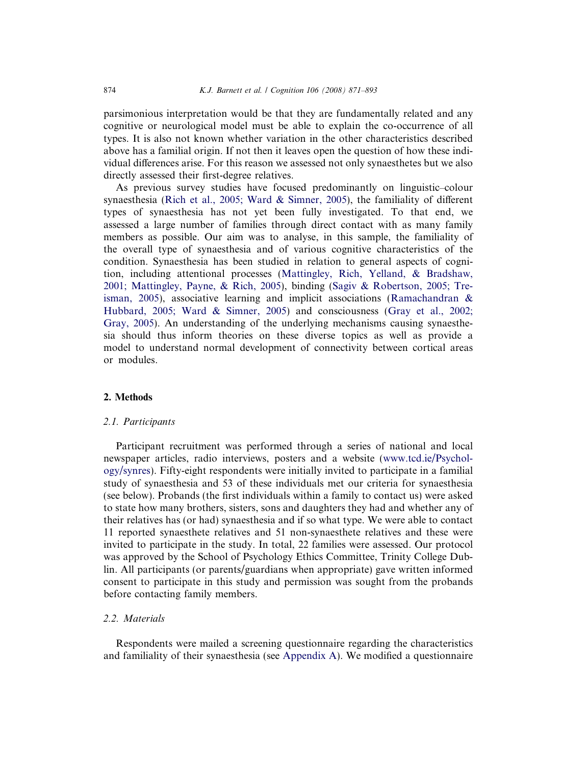parsimonious interpretation would be that they are fundamentally related and any cognitive or neurological model must be able to explain the co-occurrence of all types. It is also not known whether variation in the other characteristics described above has a familial origin. If not then it leaves open the question of how these individual differences arise. For this reason we assessed not only synaesthetes but we also directly assessed their first-degree relatives.

As previous survey studies have focused predominantly on linguistic–colour synaesthesia (Rich et al., 2005; Ward & Simner, 2005), the familiality of different types of synaesthesia has not yet been fully investigated. To that end, we assessed a large number of families through direct contact with as many family members as possible. Our aim was to analyse, in this sample, the familiality of the overall type of synaesthesia and of various cognitive characteristics of the condition. Synaesthesia has been studied in relation to general aspects of cognition, including attentional processes (Mattingley, Rich, Yelland, & Bradshaw, 2001; Mattingley, Payne, & Rich, 2005), binding (Sagiv & Robertson, 2005; Treisman, 2005), associative learning and implicit associations (Ramachandran & Hubbard, 2005; Ward & Simner, 2005) and consciousness (Gray et al., 2002; Gray, 2005). An understanding of the underlying mechanisms causing synaesthesia should thus inform theories on these diverse topics as well as provide a model to understand normal development of connectivity between cortical areas or modules.

## 2. Methods

### *2.1. Participants*

Participant recruitment was performed through a series of national and local newspaper articles, radio interviews, posters and a website (www.tcd.ie/Psychology/synres). Fifty-eight respondents were initially invited to participate in a familial study of synaesthesia and 53 of these individuals met our criteria for synaesthesia (see below). Probands (the first individuals within a family to contact us) were asked to state how many brothers, sisters, sons and daughters they had and whether any of their relatives has (or had) synaesthesia and if so what type. We were able to contact 11 reported synaesthete relatives and 51 non-synaesthete relatives and these were invited to participate in the study. In total, 22 families were assessed. Our protocol was approved by the School of Psychology Ethics Committee, Trinity College Dublin. All participants (or parents/guardians when appropriate) gave written informed consent to participate in this study and permission was sought from the probands before contacting family members.

### *2.2. Materials*

Respondents were mailed a screening questionnaire regarding the characteristics and familiality of their synaesthesia (see Appendix A). We modified a questionnaire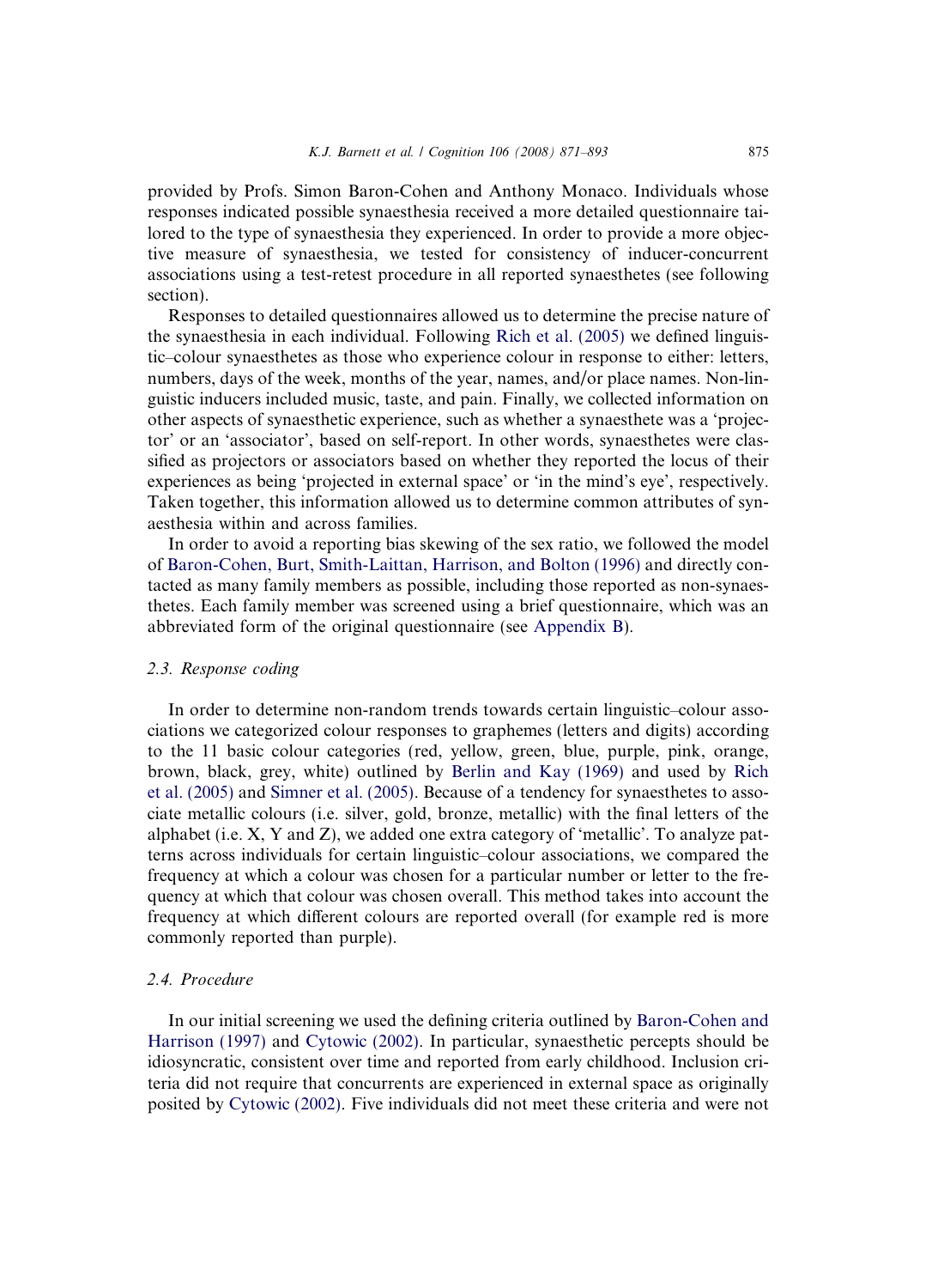provided by Profs. Simon Baron-Cohen and Anthony Monaco. Individuals whose responses indicated possible synaesthesia received a more detailed questionnaire tailored to the type of synaesthesia they experienced. In order to provide a more objective measure of synaesthesia, we tested for consistency of inducer-concurrent associations using a test-retest procedure in all reported synaesthetes (see following section).

Responses to detailed questionnaires allowed us to determine the precise nature of the synaesthesia in each individual. Following Rich et al. (2005) we defined linguistic–colour synaesthetes as those who experience colour in response to either: letters, numbers, days of the week, months of the year, names, and/or place names. Non-linguistic inducers included music, taste, and pain. Finally, we collected information on other aspects of synaesthetic experience, such as whether a synaesthete was a 'projector' or an 'associator', based on self-report. In other words, synaesthetes were classified as projectors or associators based on whether they reported the locus of their experiences as being 'projected in external space' or 'in the mind's eye', respectively. Taken together, this information allowed us to determine common attributes of synaesthesia within and across families.

In order to avoid a reporting bias skewing of the sex ratio, we followed the model of Baron-Cohen, Burt, Smith-Laittan, Harrison, and Bolton (1996) and directly contacted as many family members as possible, including those reported as non-synaesthetes. Each family member was screened using a brief questionnaire, which was an abbreviated form of the original questionnaire (see Appendix B).

### 2.3. Response coding

In order to determine non-random trends towards certain linguistic–colour associations we categorized colour responses to graphemes (letters and digits) according to the 11 basic colour categories (red, yellow, green, blue, purple, pink, orange, brown, black, grey, white) outlined by Berlin and Kay (1969) and used by Rich et al. (2005) and Simner et al. (2005). Because of a tendency for synaesthetes to associate metallic colours (i.e. silver, gold, bronze, metallic) with the final letters of the alphabet (i.e. X, Y and Z), we added one extra category of 'metallic'. To analyze patterns across individuals for certain linguistic–colour associations, we compared the frequency at which a colour was chosen for a particular number or letter to the frequency at which that colour was chosen overall. This method takes into account the frequency at which different colours are reported overall (for example red is more commonly reported than purple).

### 2.4. Procedure

In our initial screening we used the defining criteria outlined by Baron-Cohen and Harrison (1997) and Cytowic (2002). In particular, synaesthetic percepts should be idiosyncratic, consistent over time and reported from early childhood. Inclusion criteria did not require that concurrents are experienced in external space as originally posited by Cytowic (2002). Five individuals did not meet these criteria and were not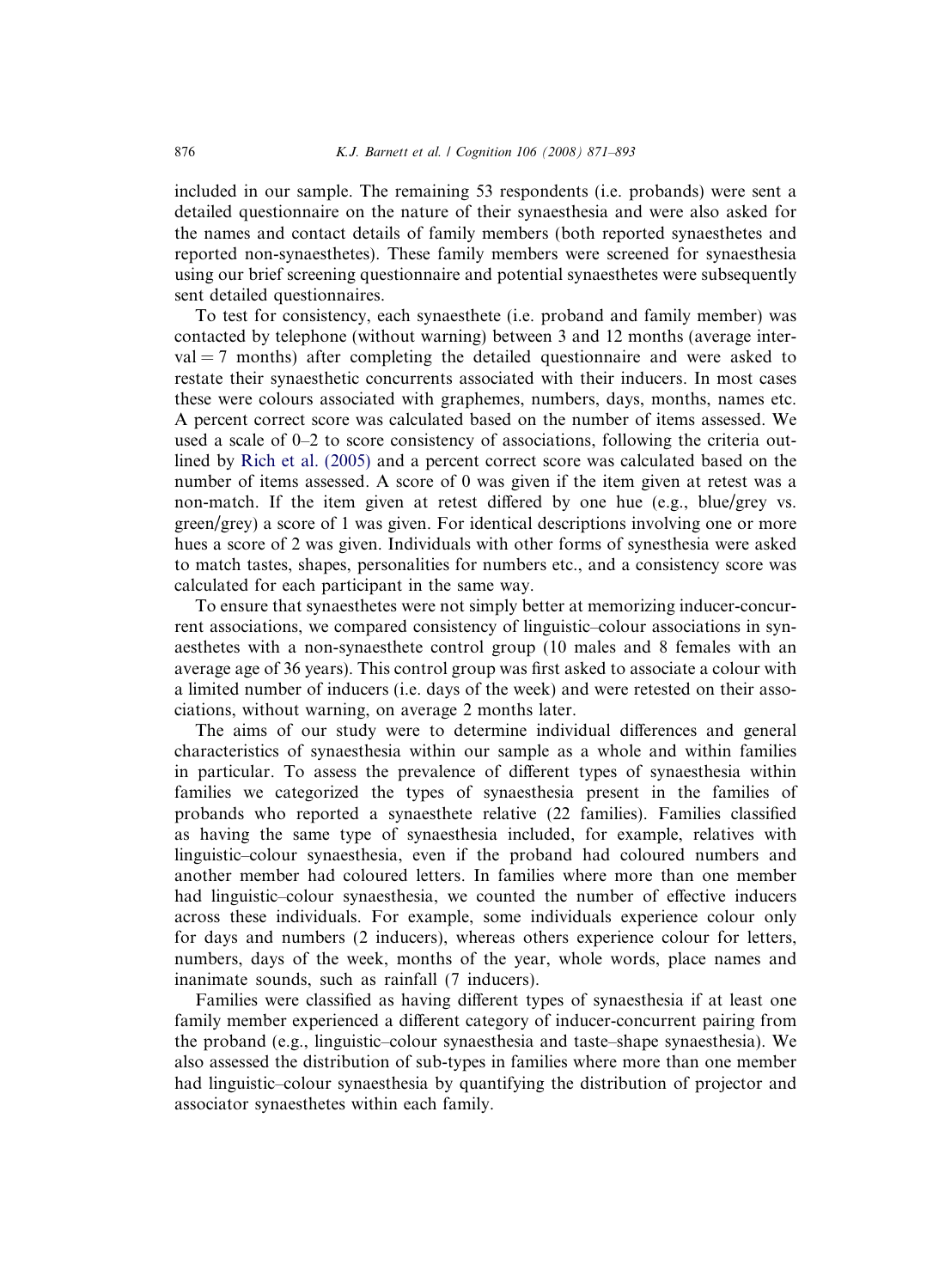included in our sample. The remaining 53 respondents (i.e. probands) were sent a detailed questionnaire on the nature of their synaesthesia and were also asked for the names and contact details of family members (both reported synaesthetes and reported non-synaesthetes). These family members were screened for synaesthesia using our brief screening questionnaire and potential synaesthetes were subsequently sent detailed questionnaires.

To test for consistency, each synaesthete (i.e. proband and family member) was contacted by telephone (without warning) between 3 and 12 months (average interval = 7 months) after completing the detailed questionnaire and were asked to restate their synaesthetic concurrents associated with their inducers. In most cases these were colours associated with graphemes, numbers, days, months, names etc. A percent correct score was calculated based on the number of items assessed. We used a scale of 0–2 to score consistency of associations, following the criteria outlined by Rich et al. (2005) and a percent correct score was calculated based on the number of items assessed. A score of 0 was given if the item given at retest was a non-match. If the item given at retest differed by one hue (e.g., blue/grey vs. green/grey) a score of 1 was given. For identical descriptions involving one or more hues a score of 2 was given. Individuals with other forms of synesthesia were asked to match tastes, shapes, personalities for numbers etc., and a consistency score was calculated for each participant in the same way.

To ensure that synaesthetes were not simply better at memorizing inducer-concurrent associations, we compared consistency of linguistic–colour associations in synaesthetes with a non-synaesthete control group (10 males and 8 females with an average age of 36 years). This control group was first asked to associate a colour with a limited number of inducers (i.e. days of the week) and were retested on their associations, without warning, on average 2 months later.

The aims of our study were to determine individual differences and general characteristics of synaesthesia within our sample as a whole and within families in particular. To assess the prevalence of different types of synaesthesia within families we categorized the types of synaesthesia present in the families of probands who reported a synaesthete relative (22 families). Families classified as having the same type of synaesthesia included, for example, relatives with linguistic–colour synaesthesia, even if the proband had coloured numbers and another member had coloured letters. In families where more than one member had linguistic–colour synaesthesia, we counted the number of effective inducers across these individuals. For example, some individuals experience colour only for days and numbers (2 inducers), whereas others experience colour for letters, numbers, days of the week, months of the year, whole words, place names and inanimate sounds, such as rainfall (7 inducers).

Families were classified as having different types of synaesthesia if at least one family member experienced a different category of inducer-concurrent pairing from the proband (e.g., linguistic–colour synaesthesia and taste–shape synaesthesia). We also assessed the distribution of sub-types in families where more than one member had linguistic–colour synaesthesia by quantifying the distribution of projector and associator synaesthetes within each family.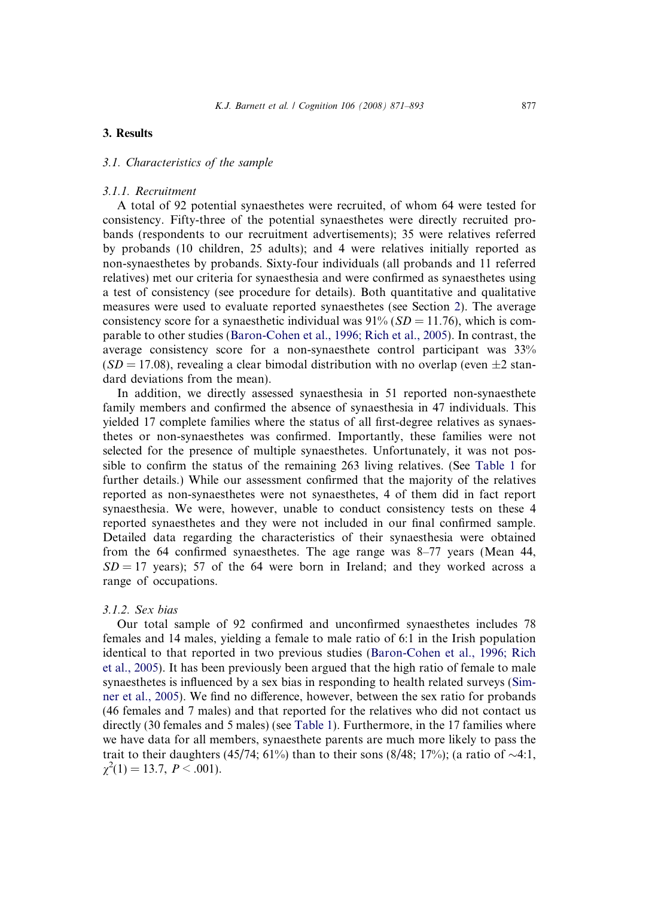## 3. Results

### 3.1. Characteristics of the sample

#### 3.1.1. Recruitment

A total of 92 potential synaesthetes were recruited, of whom 64 were tested for consistency. Fifty-three of the potential synaesthetes were directly recruited probands (respondents to our recruitment advertisements); 35 were relatives referred by probands (10 children, 25 adults); and 4 were relatives initially reported as non-synaesthetes by probands. Sixty-four individuals (all probands and 11 referred relatives) met our criteria for synaesthesia and were confirmed as synaesthetes using a test of consistency (see procedure for details). Both quantitative and qualitative measures were used to evaluate reported synaesthetes (see Section 2). The average consistency score for a synaesthetic individual was 91% ($SD = 11.76$), which is comparable to other studies (Baron-Cohen et al., 1996; Rich et al., 2005). In contrast, the average consistency score for a non-synaesthete control participant was 33% ($SD = 17.08$), revealing a clear bimodal distribution with no overlap (even $\pm 2$ standard deviations from the mean).

In addition, we directly assessed synaesthesia in 51 reported non-synaesthete family members and confirmed the absence of synaesthesia in 47 individuals. This yielded 17 complete families where the status of all first-degree relatives as synaesthetes or non-synaesthetes was confirmed. Importantly, these families were not selected for the presence of multiple synaesthetes. Unfortunately, it was not possible to confirm the status of the remaining 263 living relatives. (See Table 1 for further details.) While our assessment confirmed that the majority of the relatives reported as non-synaesthetes were not synaesthetes, 4 of them did in fact report synaesthesia. We were, however, unable to conduct consistency tests on these 4 reported synaesthetes and they were not included in our final confirmed sample. Detailed data regarding the characteristics of their synaesthesia were obtained from the 64 confirmed synaesthetes. The age range was 8–77 years (Mean 44, $SD = 17$ years); 57 of the 64 were born in Ireland; and they worked across a range of occupations.

#### 3.1.2. Sex bias

Our total sample of 92 confirmed and unconfirmed synaesthetes includes 78 females and 14 males, yielding a female to male ratio of 6:1 in the Irish population identical to that reported in two previous studies (Baron-Cohen et al., 1996; Rich et al., 2005). It has been previously been argued that the high ratio of female to male synaesthetes is influenced by a sex bias in responding to health related surveys (Simner et al., 2005). We find no difference, however, between the sex ratio for probands (46 females and 7 males) and that reported for the relatives who did not contact us directly (30 females and 5 males) (see Table 1). Furthermore, in the 17 families where we have data for all members, synaesthete parents are much more likely to pass the trait to their daughters (45/74; 61%) than to their sons (8/48; 17%); (a ratio of ~4:1, $\chi^2(1) = 13.7$, $P < .001$).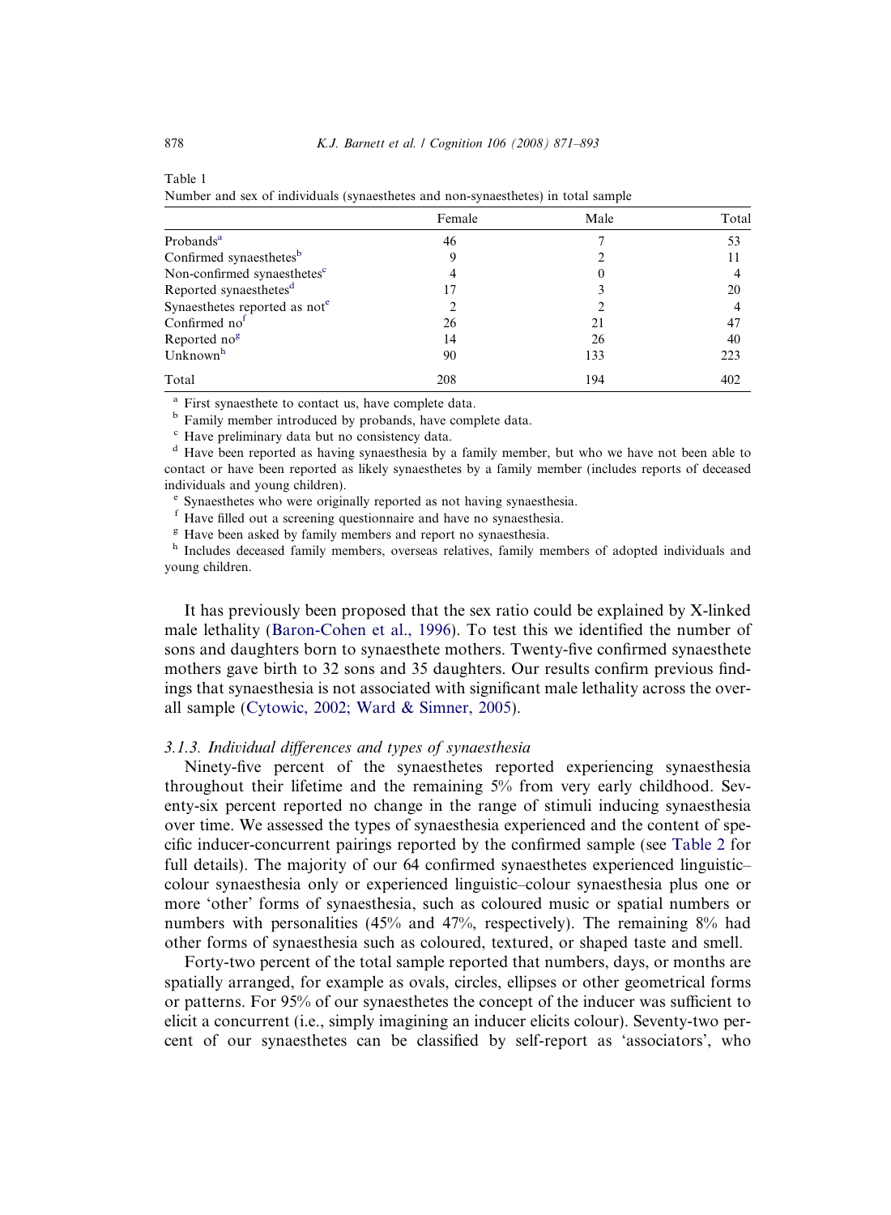Table 1
Number and sex of individuals (synaesthetes and non-synaesthetes) in total sample

| | Female | Male | Total |
|---|---|---|---|
| Probands[a] | 46 | 7 | 53 |
| Confirmed synaesthetes[b] | 9 | 2 | 11 |
| Non-confirmed synaesthetes[c] | 4 | 0 | 4 |
| Reported synaesthetes[d] | 17 | 3 | 20 |
| Synaesthetes reported as not[e] | 2 | 2 | 4 |
| Confirmed no[f] | 26 | 21 | 47 |
| Reported no[g] | 14 | 26 | 40 |
| Unknown[h] | 90 | 133 | 223 |
| Total | 208 | 194 | 402 |

[a] First synaesthete to contact us, have complete data.
[b] Family member introduced by probands, have complete data.
[c] Have preliminary data but no consistency data.
[d] Have been reported as having synaesthesia by a family member, but who we have not been able to contact or have been reported as likely synaesthetes by a family member (includes reports of deceased individuals and young children).
[e] Synaesthetes who were originally reported as not having synaesthesia.
[f] Have filled out a screening questionnaire and have no synaesthesia.
[g] Have been asked by family members and report no synaesthesia.
[h] Includes deceased family members, overseas relatives, family members of adopted individuals and young children.

It has previously been proposed that the sex ratio could be explained by X-linked male lethality (Baron-Cohen et al., 1996). To test this we identified the number of sons and daughters born to synaesthete mothers. Twenty-five confirmed synaesthete mothers gave birth to 32 sons and 35 daughters. Our results confirm previous findings that synaesthesia is not associated with significant male lethality across the overall sample (Cytowic, 2002; Ward & Simner, 2005).

### *3.1.3. Individual differences and types of synaesthesia*

Ninety-five percent of the synaesthetes reported experiencing synaesthesia throughout their lifetime and the remaining 5% from very early childhood. Seventy-six percent reported no change in the range of stimuli inducing synaesthesia over time. We assessed the types of synaesthesia experienced and the content of specific inducer-concurrent pairings reported by the confirmed sample (see Table 2 for full details). The majority of our 64 confirmed synaesthetes experienced linguistic–colour synaesthesia only or experienced linguistic–colour synaesthesia plus one or more 'other' forms of synaesthesia, such as coloured music or spatial numbers or numbers with personalities (45% and 47%, respectively). The remaining 8% had other forms of synaesthesia such as coloured, textured, or shaped taste and smell.

Forty-two percent of the total sample reported that numbers, days, or months are spatially arranged, for example as ovals, circles, ellipses or other geometrical forms or patterns. For 95% of our synaesthetes the concept of the inducer was sufficient to elicit a concurrent (i.e., simply imagining an inducer elicits colour). Seventy-two percent of our synaesthetes can be classified by self-report as 'associators', who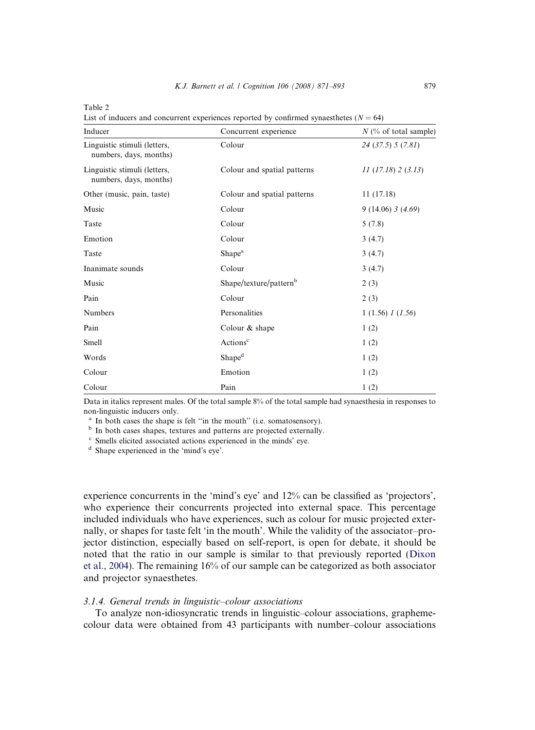Table 2

List of inducers and concurrent experiences reported by confirmed synaesthetes ($N = 64$)

| Inducer | Concurrent experience | $N$ (% of total sample) |
|---|---|---|
| Linguistic stimuli (letters, numbers, days, months) | Colour | *24 (37.5) 5 (7.81)* |
| Linguistic stimuli (letters, numbers, days, months) | Colour and spatial patterns | *11 (17.18) 2 (3.13)* |
| Other (music, pain, taste) | Colour and spatial patterns | 11 (17.18) |
| Music | Colour | 9 (14.06) *3 (4.69)* |
| Taste | Colour | 5 (7.8) |
| Emotion | Colour | 3 (4.7) |
| Taste | Shape[a] | 3 (4.7) |
| Inanimate sounds | Colour | 3 (4.7) |
| Music | Shape/texture/pattern[b] | 2 (3) |
| Pain | Colour | 2 (3) |
| Numbers | Personalities | 1 (1.56) *1 (1.56)* |
| Pain | Colour & shape | 1 (2) |
| Smell | Actions[c] | 1 (2) |
| Words | Shape[d] | 1 (2) |
| Colour | Emotion | 1 (2) |
| Colour | Pain | 1 (2) |

Data in italics represent males. Of the total sample 8% of the total sample had synaesthesia in responses to non-linguistic inducers only.

[a] In both cases the shape is felt "in the mouth" (i.e. somatosensory).

[b] In both cases shapes, textures and patterns are projected externally.

[c] Smells elicited associated actions experienced in the minds' eye.

[d] Shape experienced in the 'mind's eye'.

experience concurrents in the 'mind's eye' and 12% can be classified as 'projectors', who experience their concurrents projected into external space. This percentage included individuals who have experiences, such as colour for music projected externally, or shapes for taste felt 'in the mouth'. While the validity of the associator–projector distinction, especially based on self-report, is open for debate, it should be noted that the ratio in our sample is similar to that previously reported (Dixon et al., 2004). The remaining 16% of our sample can be categorized as both associator and projector synaesthetes.

#### *3.1.4. General trends in linguistic–colour associations*

To analyze non-idiosyncratic trends in linguistic–colour associations, grapheme-colour data were obtained from 43 participants with number–colour associations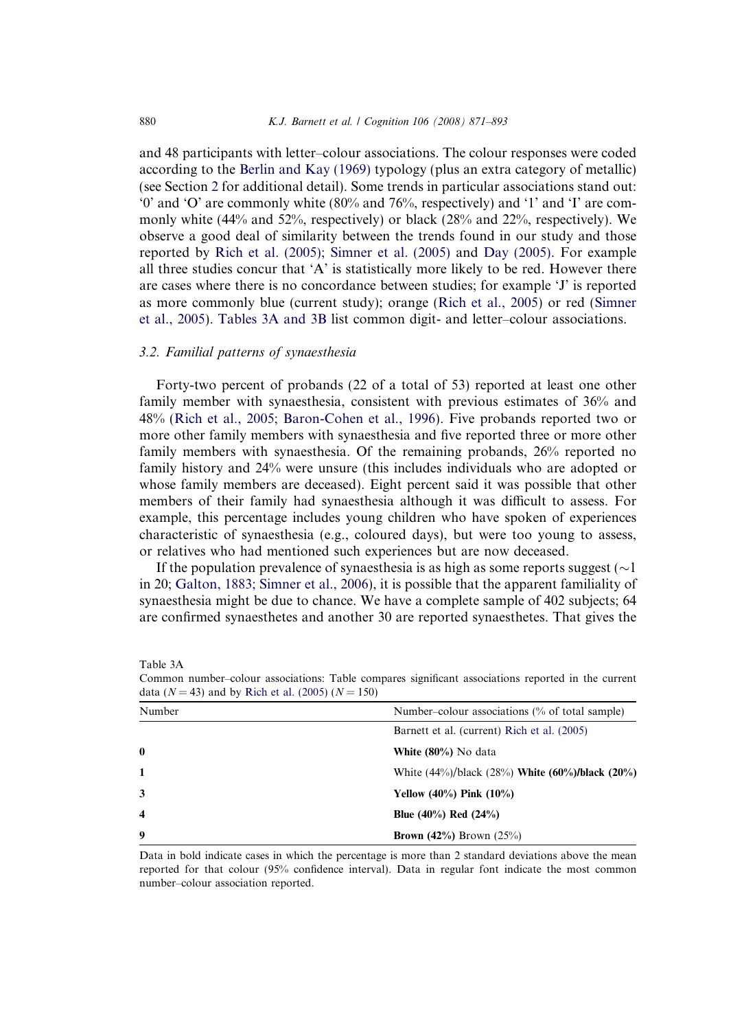and 48 participants with letter–colour associations. The colour responses were coded according to the Berlin and Kay (1969) typology (plus an extra category of metallic) (see Section 2 for additional detail). Some trends in particular associations stand out: '0' and 'O' are commonly white (80% and 76%, respectively) and '1' and 'I' are commonly white (44% and 52%, respectively) or black (28% and 22%, respectively). We observe a good deal of similarity between the trends found in our study and those reported by Rich et al. (2005); Simner et al. (2005) and Day (2005). For example all three studies concur that 'A' is statistically more likely to be red. However there are cases where there is no concordance between studies; for example 'J' is reported as more commonly blue (current study); orange (Rich et al., 2005) or red (Simner et al., 2005). Tables 3A and 3B list common digit- and letter–colour associations.

### 3.2. Familial patterns of synaesthesia

Forty-two percent of probands (22 of a total of 53) reported at least one other family member with synaesthesia, consistent with previous estimates of 36% and 48% (Rich et al., 2005; Baron-Cohen et al., 1996). Five probands reported two or more other family members with synaesthesia and five reported three or more other family members with synaesthesia. Of the remaining probands, 26% reported no family history and 24% were unsure (this includes individuals who are adopted or whose family members are deceased). Eight percent said it was possible that other members of their family had synaesthesia although it was difficult to assess. For example, this percentage includes young children who have spoken of experiences characteristic of synaesthesia (e.g., coloured days), but were too young to assess, or relatives who had mentioned such experiences but are now deceased.

If the population prevalence of synaesthesia is as high as some reports suggest (~1 in 20; Galton, 1883; Simner et al., 2006), it is possible that the apparent familiality of synaesthesia might be due to chance. We have a complete sample of 402 subjects; 64 are confirmed synaesthetes and another 30 are reported synaesthetes. That gives the

Table 3A
Common number–colour associations: Table compares significant associations reported in the current data ($N = 43$) and by Rich et al. (2005) ($N = 150$)

| Number | Number–colour associations (% of total sample) | |
|---|---|---|
| | Barnett et al. (current) | Rich et al. (2005) |
| **0** | **White (80%)** | No data |
| **1** | White (44%)/black (28%) | **White (60%)/black (20%)** |
| **3** | **Yellow (40%)** | **Pink (10%)** |
| **4** | **Blue (40%)** | **Red (24%)** |
| **9** | **Brown (42%)** | Brown (25%) |

Data in bold indicate cases in which the percentage is more than 2 standard deviations above the mean reported for that colour (95% confidence interval). Data in regular font indicate the most common number–colour association reported.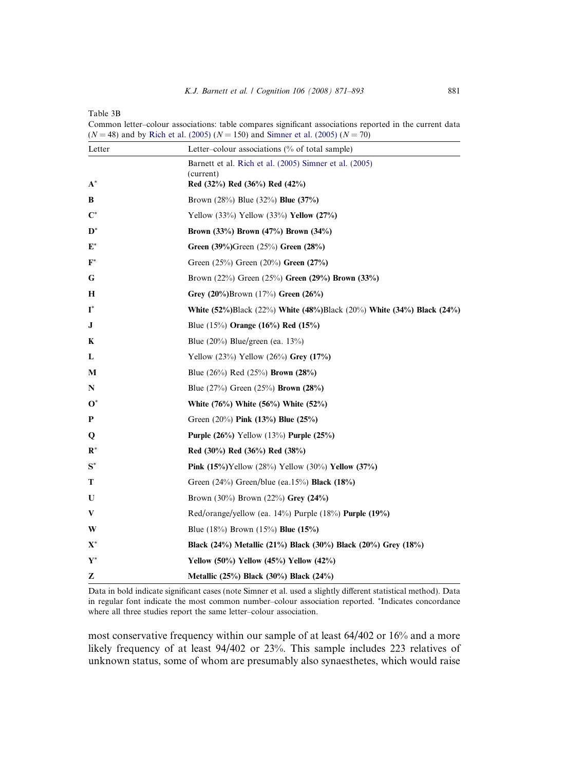Table 3B

Common letter–colour associations: table compares significant associations reported in the current data ($N = 48$) and by Rich et al. (2005) ($N = 150$) and Simner et al. (2005) ($N = 70$)

| Letter | Letter–colour associations (% of total sample) |
|---|---|
| | Barnett et al. (current) Rich et al. (2005) Simner et al. (2005) |
| A* | **Red (32%) Red (36%) Red (42%)** |
| B | Brown (28%) Blue (32%) **Blue (37%)** |
| C* | Yellow (33%) Yellow (33%) **Yellow (27%)** |
| D* | **Brown (33%) Brown (47%) Brown (34%)** |
| E* | **Green (39%)**Green (25%) **Green (28%)** |
| F* | Green (25%) Green (20%) **Green (27%)** |
| G | Brown (22%) Green (25%) **Green (29%) Brown (33%)** |
| H | **Grey (20%)**Brown (17%) **Green (26%)** |
| I* | **White (52%)**Black (22%) **White (48%)**Black (20%) **White (34%) Black (24%)** |
| J | Blue (15%) **Orange (16%) Red (15%)** |
| K | Blue (20%) Blue/green (ea. 13%) |
| L | Yellow (23%) Yellow (26%) **Grey (17%)** |
| M | Blue (26%) Red (25%) **Brown (28%)** |
| N | Blue (27%) Green (25%) **Brown (28%)** |
| O* | **White (76%) White (56%) White (52%)** |
| P | Green (20%) **Pink (13%) Blue (25%)** |
| Q | **Purple (26%)** Yellow (13%) **Purple (25%)** |
| R* | **Red (30%) Red (36%) Red (38%)** |
| S* | **Pink (15%)**Yellow (28%) Yellow (30%) **Yellow (37%)** |
| T | Green (24%) Green/blue (ea.15%) **Black (18%)** |
| U | Brown (30%) Brown (22%) **Grey (24%)** |
| V | Red/orange/yellow (ea. 14%) Purple (18%) **Purple (19%)** |
| W | Blue (18%) Brown (15%) **Blue (15%)** |
| X* | **Black (24%) Metallic (21%) Black (30%) Black (20%) Grey (18%)** |
| Y* | **Yellow (50%) Yellow (45%) Yellow (42%)** |
| Z | **Metallic (25%) Black (30%) Black (24%)** |

Data in bold indicate significant cases (note Simner et al. used a slightly different statistical method). Data in regular font indicate the most common number–colour association reported. *Indicates concordance where all three studies report the same letter–colour association.

most conservative frequency within our sample of at least 64/402 or 16% and a more likely frequency of at least 94/402 or 23%. This sample includes 223 relatives of unknown status, some of whom are presumably also synaesthetes, which would raise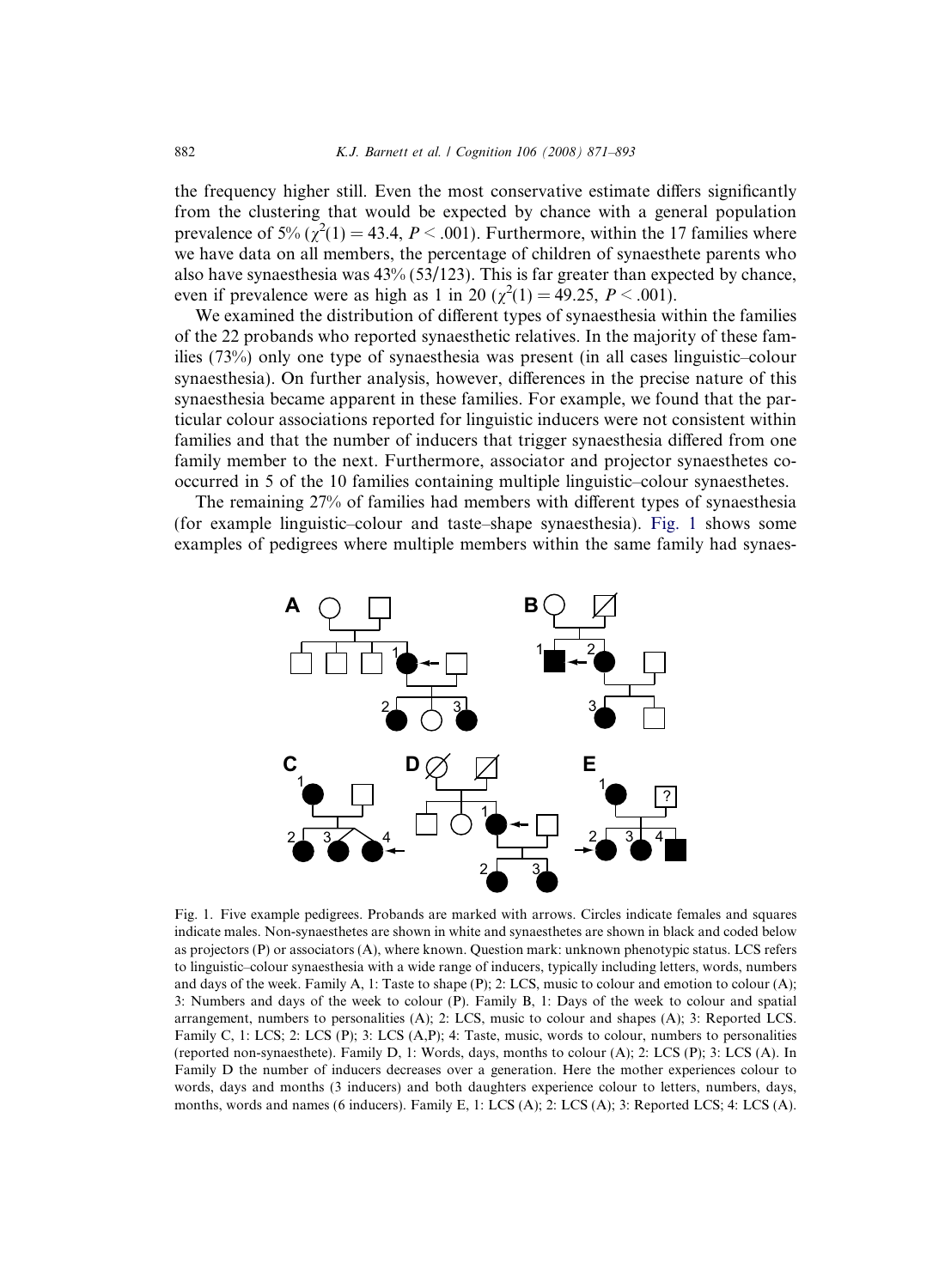the frequency higher still. Even the most conservative estimate differs significantly from the clustering that would be expected by chance with a general population prevalence of 5% ($\chi^2(1) = 43.4$, $P < .001$). Furthermore, within the 17 families where we have data on all members, the percentage of children of synaesthete parents who also have synaesthesia was 43% (53/123). This is far greater than expected by chance, even if prevalence were as high as 1 in 20 ($\chi^2(1) = 49.25$, $P < .001$).

We examined the distribution of different types of synaesthesia within the families of the 22 probands who reported synaesthetic relatives. In the majority of these families (73%) only one type of synaesthesia was present (in all cases linguistic–colour synaesthesia). On further analysis, however, differences in the precise nature of this synaesthesia became apparent in these families. For example, we found that the particular colour associations reported for linguistic inducers were not consistent within families and that the number of inducers that trigger synaesthesia differed from one family member to the next. Furthermore, associator and projector synaesthetes co-occurred in 5 of the 10 families containing multiple linguistic–colour synaesthetes.

The remaining 27% of families had members with different types of synaesthesia (for example linguistic–colour and taste–shape synaesthesia). Fig. 1 shows some examples of pedigrees where multiple members within the same family had synaes-

Fig. 1. Five example pedigrees. Probands are marked with arrows. Circles indicate females and squares indicate males. Non-synaesthetes are shown in white and synaesthetes are shown in black and coded below as projectors (P) or associators (A), where known. Question mark: unknown phenotypic status. LCS refers to linguistic–colour synaesthesia with a wide range of inducers, typically including letters, words, numbers and days of the week. Family A, 1: Taste to shape (P); 2: LCS, music to colour and emotion to colour (A); 3: Numbers and days of the week to colour (P). Family B, 1: Days of the week to colour and spatial arrangement, numbers to personalities (A); 2: LCS, music to colour and shapes (A); 3: Reported LCS. Family C, 1: LCS; 2: LCS (P); 3: LCS (A,P); 4: Taste, music, words to colour, numbers to personalities (reported non-synaesthete). Family D, 1: Words, days, months to colour (A); 2: LCS (P); 3: LCS (A). In Family D the number of inducers decreases over a generation. Here the mother experiences colour to words, days and months (3 inducers) and both daughters experience colour to letters, numbers, days, months, words and names (6 inducers). Family E, 1: LCS (A); 2: LCS (A); 3: Reported LCS; 4: LCS (A).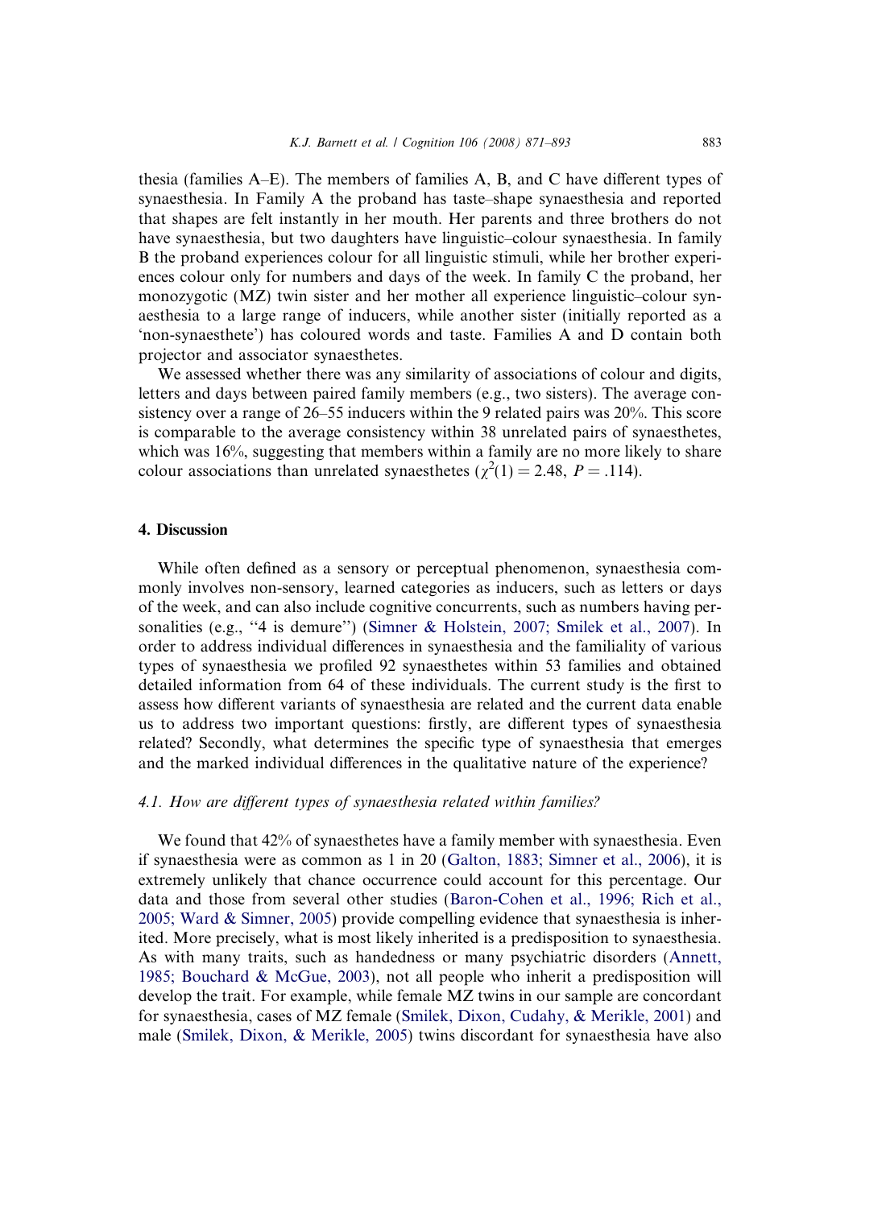thesia (families A–E). The members of families A, B, and C have different types of synaesthesia. In Family A the proband has taste–shape synaesthesia and reported that shapes are felt instantly in her mouth. Her parents and three brothers do not have synaesthesia, but two daughters have linguistic–colour synaesthesia. In family B the proband experiences colour for all linguistic stimuli, while her brother experiences colour only for numbers and days of the week. In family C the proband, her monozygotic (MZ) twin sister and her mother all experience linguistic–colour synaesthesia to a large range of inducers, while another sister (initially reported as a 'non-synaesthete') has coloured words and taste. Families A and D contain both projector and associator synaesthetes.

We assessed whether there was any similarity of associations of colour and digits, letters and days between paired family members (e.g., two sisters). The average consistency over a range of 26–55 inducers within the 9 related pairs was 20%. This score is comparable to the average consistency within 38 unrelated pairs of synaesthetes, which was 16%, suggesting that members within a family are no more likely to share colour associations than unrelated synaesthetes ($\chi^2(1) = 2.48$, $P = .114$).

## 4. Discussion

While often defined as a sensory or perceptual phenomenon, synaesthesia commonly involves non-sensory, learned categories as inducers, such as letters or days of the week, and can also include cognitive concurrents, such as numbers having personalities (e.g., "4 is demure") (Simner & Holstein, 2007; Smilek et al., 2007). In order to address individual differences in synaesthesia and the familiality of various types of synaesthesia we profiled 92 synaesthetes within 53 families and obtained detailed information from 64 of these individuals. The current study is the first to assess how different variants of synaesthesia are related and the current data enable us to address two important questions: firstly, are different types of synaesthesia related? Secondly, what determines the specific type of synaesthesia that emerges and the marked individual differences in the qualitative nature of the experience?

### 4.1. How are different types of synaesthesia related within families?

We found that 42% of synaesthetes have a family member with synaesthesia. Even if synaesthesia were as common as 1 in 20 (Galton, 1883; Simner et al., 2006), it is extremely unlikely that chance occurrence could account for this percentage. Our data and those from several other studies (Baron-Cohen et al., 1996; Rich et al., 2005; Ward & Simner, 2005) provide compelling evidence that synaesthesia is inherited. More precisely, what is most likely inherited is a predisposition to synaesthesia. As with many traits, such as handedness or many psychiatric disorders (Annett, 1985; Bouchard & McGue, 2003), not all people who inherit a predisposition will develop the trait. For example, while female MZ twins in our sample are concordant for synaesthesia, cases of MZ female (Smilek, Dixon, Cudahy, & Merikle, 2001) and male (Smilek, Dixon, & Merikle, 2005) twins discordant for synaesthesia have also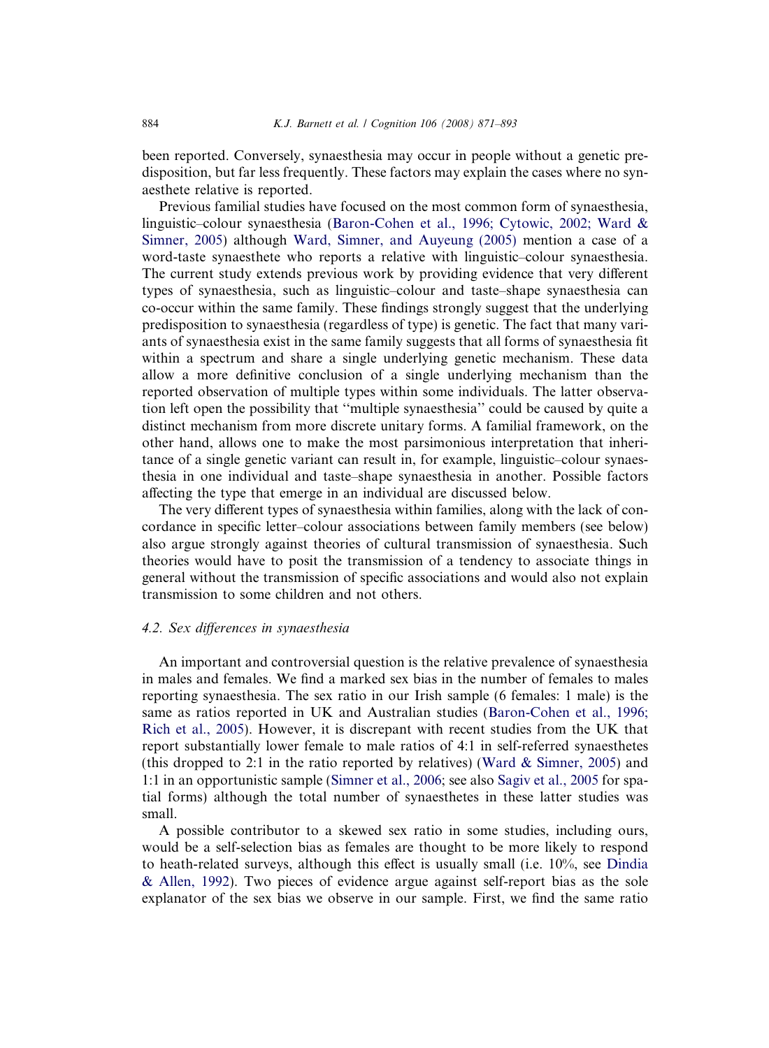been reported. Conversely, synaesthesia may occur in people without a genetic predisposition, but far less frequently. These factors may explain the cases where no synaesthete relative is reported.

Previous familial studies have focused on the most common form of synaesthesia, linguistic–colour synaesthesia (Baron-Cohen et al., 1996; Cytowic, 2002; Ward & Simner, 2005) although Ward, Simner, and Auyeung (2005) mention a case of a word-taste synaesthete who reports a relative with linguistic–colour synaesthesia. The current study extends previous work by providing evidence that very different types of synaesthesia, such as linguistic–colour and taste–shape synaesthesia can co-occur within the same family. These findings strongly suggest that the underlying predisposition to synaesthesia (regardless of type) is genetic. The fact that many variants of synaesthesia exist in the same family suggests that all forms of synaesthesia fit within a spectrum and share a single underlying genetic mechanism. These data allow a more definitive conclusion of a single underlying mechanism than the reported observation of multiple types within some individuals. The latter observation left open the possibility that ''multiple synaesthesia'' could be caused by quite a distinct mechanism from more discrete unitary forms. A familial framework, on the other hand, allows one to make the most parsimonious interpretation that inheritance of a single genetic variant can result in, for example, linguistic–colour synaesthesia in one individual and taste–shape synaesthesia in another. Possible factors affecting the type that emerge in an individual are discussed below.

The very different types of synaesthesia within families, along with the lack of concordance in specific letter–colour associations between family members (see below) also argue strongly against theories of cultural transmission of synaesthesia. Such theories would have to posit the transmission of a tendency to associate things in general without the transmission of specific associations and would also not explain transmission to some children and not others.

### 4.2. Sex differences in synaesthesia

An important and controversial question is the relative prevalence of synaesthesia in males and females. We find a marked sex bias in the number of females to males reporting synaesthesia. The sex ratio in our Irish sample (6 females: 1 male) is the same as ratios reported in UK and Australian studies (Baron-Cohen et al., 1996; Rich et al., 2005). However, it is discrepant with recent studies from the UK that report substantially lower female to male ratios of 4:1 in self-referred synaesthetes (this dropped to 2:1 in the ratio reported by relatives) (Ward & Simner, 2005) and 1:1 in an opportunistic sample (Simner et al., 2006; see also Sagiv et al., 2005 for spatial forms) although the total number of synaesthetes in these latter studies was small.

A possible contributor to a skewed sex ratio in some studies, including ours, would be a self-selection bias as females are thought to be more likely to respond to heath-related surveys, although this effect is usually small (i.e. 10%, see Dindia & Allen, 1992). Two pieces of evidence argue against self-report bias as the sole explanator of the sex bias we observe in our sample. First, we find the same ratio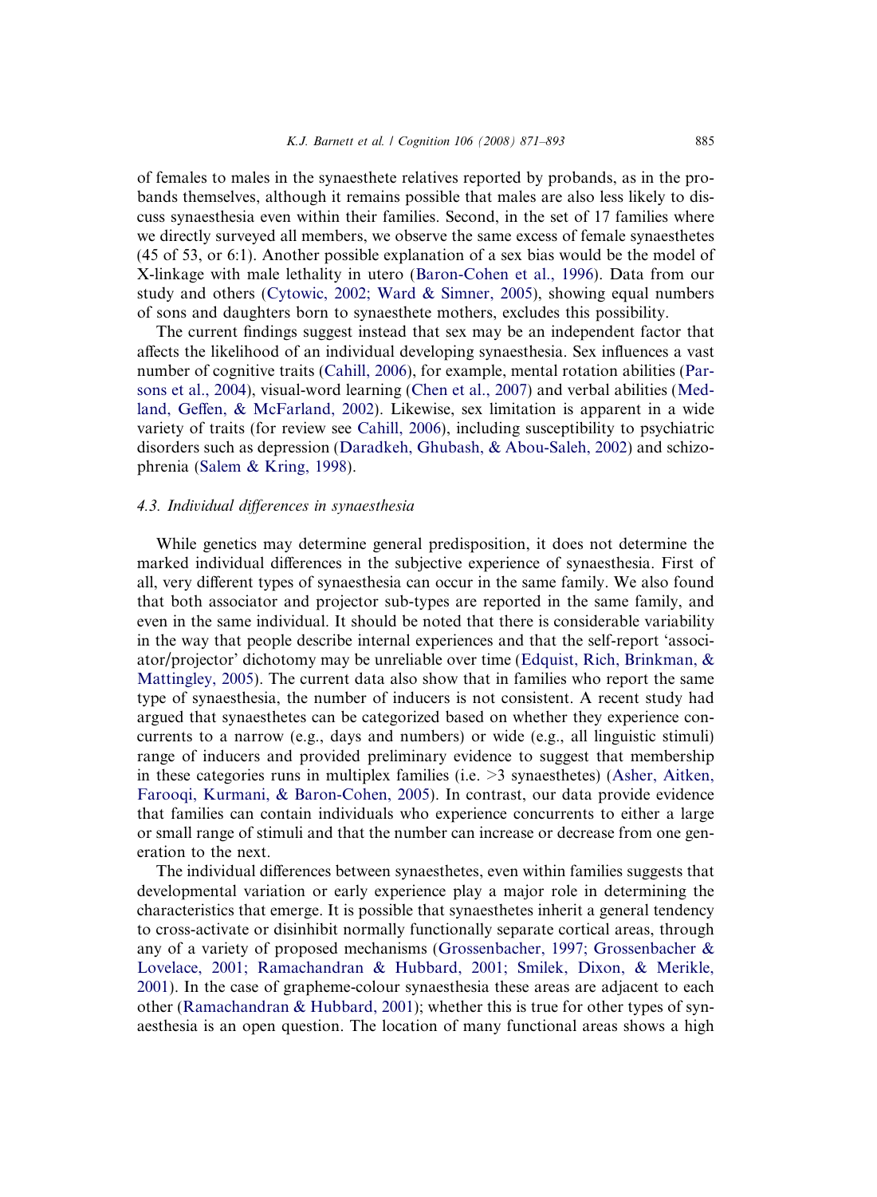of females to males in the synaesthete relatives reported by probands, as in the probands themselves, although it remains possible that males are also less likely to discuss synaesthesia even within their families. Second, in the set of 17 families where we directly surveyed all members, we observe the same excess of female synaesthetes (45 of 53, or 6:1). Another possible explanation of a sex bias would be the model of X-linkage with male lethality in utero (Baron-Cohen et al., 1996). Data from our study and others (Cytowic, 2002; Ward & Simner, 2005), showing equal numbers of sons and daughters born to synaesthete mothers, excludes this possibility.

The current findings suggest instead that sex may be an independent factor that affects the likelihood of an individual developing synaesthesia. Sex influences a vast number of cognitive traits (Cahill, 2006), for example, mental rotation abilities (Parsons et al., 2004), visual-word learning (Chen et al., 2007) and verbal abilities (Medland, Geffen, & McFarland, 2002). Likewise, sex limitation is apparent in a wide variety of traits (for review see Cahill, 2006), including susceptibility to psychiatric disorders such as depression (Daradkeh, Ghubash, & Abou-Saleh, 2002) and schizophrenia (Salem & Kring, 1998).

### *4.3. Individual differences in synaesthesia*

While genetics may determine general predisposition, it does not determine the marked individual differences in the subjective experience of synaesthesia. First of all, very different types of synaesthesia can occur in the same family. We also found that both associator and projector sub-types are reported in the same family, and even in the same individual. It should be noted that there is considerable variability in the way that people describe internal experiences and that the self-report 'associator/projector' dichotomy may be unreliable over time (Edquist, Rich, Brinkman, & Mattingley, 2005). The current data also show that in families who report the same type of synaesthesia, the number of inducers is not consistent. A recent study had argued that synaesthetes can be categorized based on whether they experience concurrents to a narrow (e.g., days and numbers) or wide (e.g., all linguistic stimuli) range of inducers and provided preliminary evidence to suggest that membership in these categories runs in multiplex families (i.e. >3 synaesthetes) (Asher, Aitken, Farooqi, Kurmani, & Baron-Cohen, 2005). In contrast, our data provide evidence that families can contain individuals who experience concurrents to either a large or small range of stimuli and that the number can increase or decrease from one generation to the next.

The individual differences between synaesthetes, even within families suggests that developmental variation or early experience play a major role in determining the characteristics that emerge. It is possible that synaesthetes inherit a general tendency to cross-activate or disinhibit normally functionally separate cortical areas, through any of a variety of proposed mechanisms (Grossenbacher, 1997; Grossenbacher & Lovelace, 2001; Ramachandran & Hubbard, 2001; Smilek, Dixon, & Merikle, 2001). In the case of grapheme-colour synaesthesia these areas are adjacent to each other (Ramachandran & Hubbard, 2001); whether this is true for other types of synaesthesia is an open question. The location of many functional areas shows a high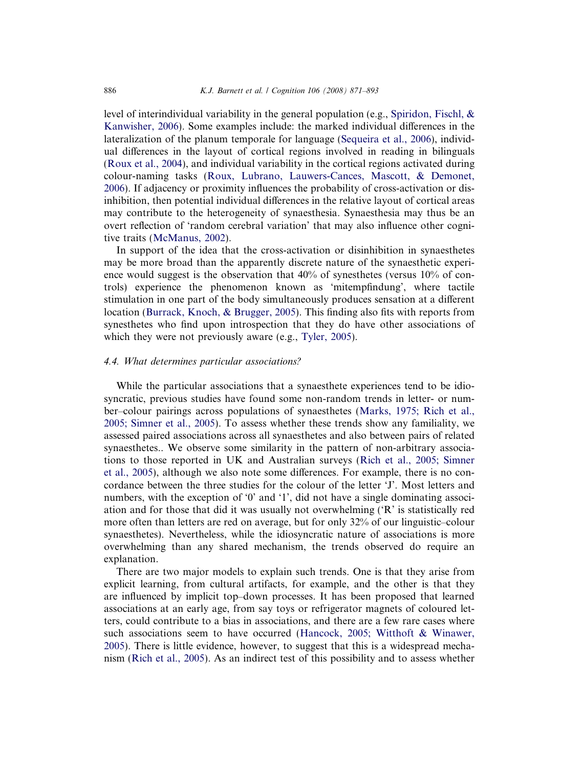level of interindividual variability in the general population (e.g., Spiridon, Fischl, & Kanwisher, 2006). Some examples include: the marked individual differences in the lateralization of the planum temporale for language (Sequeira et al., 2006), individual differences in the layout of cortical regions involved in reading in bilinguals (Roux et al., 2004), and individual variability in the cortical regions activated during colour-naming tasks (Roux, Lubrano, Lauwers-Cances, Mascott, & Demonet, 2006). If adjacency or proximity influences the probability of cross-activation or disinhibition, then potential individual differences in the relative layout of cortical areas may contribute to the heterogeneity of synaesthesia. Synaesthesia may thus be an overt reflection of 'random cerebral variation' that may also influence other cognitive traits (McManus, 2002).

In support of the idea that the cross-activation or disinhibition in synaesthetes may be more broad than the apparently discrete nature of the synaesthetic experience would suggest is the observation that 40% of synesthetes (versus 10% of controls) experience the phenomenon known as 'mitempfindung', where tactile stimulation in one part of the body simultaneously produces sensation at a different location (Burrack, Knoch, & Brugger, 2005). This finding also fits with reports from synesthetes who find upon introspection that they do have other associations of which they were not previously aware (e.g., Tyler, 2005).

### 4.4. What determines particular associations?

While the particular associations that a synaesthete experiences tend to be idiosyncratic, previous studies have found some non-random trends in letter- or number–colour pairings across populations of synaesthetes (Marks, 1975; Rich et al., 2005; Simner et al., 2005). To assess whether these trends show any familiality, we assessed paired associations across all synaesthetes and also between pairs of related synaesthetes.. We observe some similarity in the pattern of non-arbitrary associations to those reported in UK and Australian surveys (Rich et al., 2005; Simner et al., 2005), although we also note some differences. For example, there is no concordance between the three studies for the colour of the letter 'J'. Most letters and numbers, with the exception of '0' and '1', did not have a single dominating association and for those that did it was usually not overwhelming ('R' is statistically red more often than letters are red on average, but for only 32% of our linguistic–colour synaesthetes). Nevertheless, while the idiosyncratic nature of associations is more overwhelming than any shared mechanism, the trends observed do require an explanation.

There are two major models to explain such trends. One is that they arise from explicit learning, from cultural artifacts, for example, and the other is that they are influenced by implicit top–down processes. It has been proposed that learned associations at an early age, from say toys or refrigerator magnets of coloured letters, could contribute to a bias in associations, and there are a few rare cases where such associations seem to have occurred (Hancock, 2005; Witthoft & Winawer, 2005). There is little evidence, however, to suggest that this is a widespread mechanism (Rich et al., 2005). As an indirect test of this possibility and to assess whether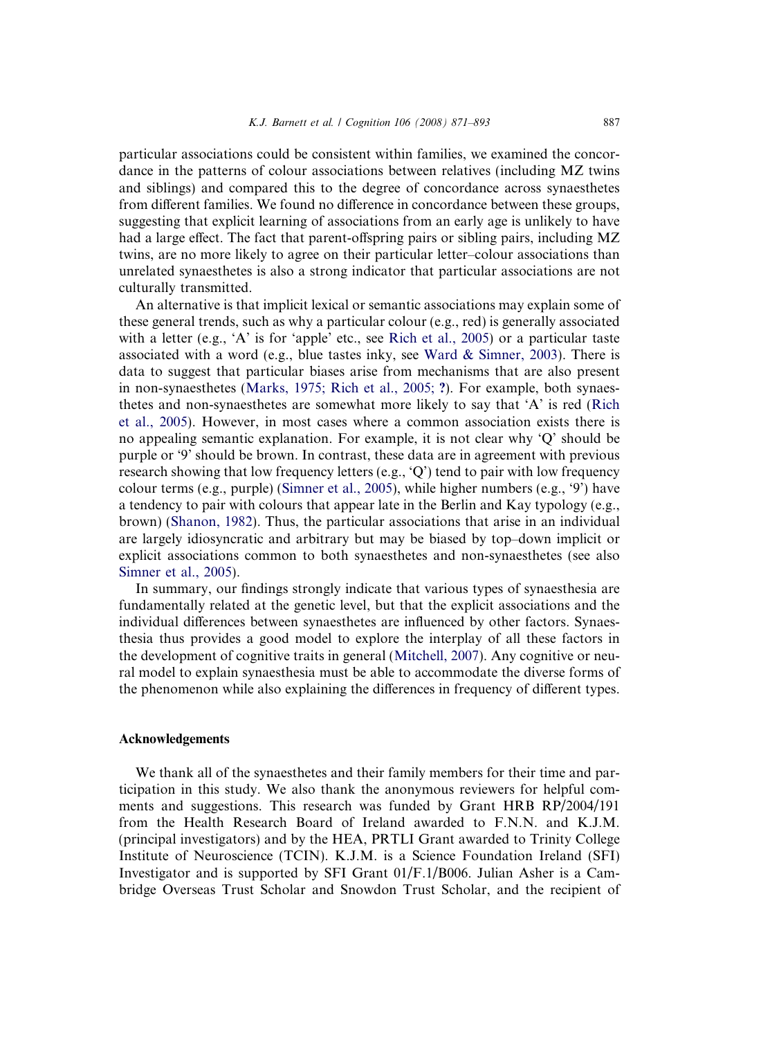particular associations could be consistent within families, we examined the concordance in the patterns of colour associations between relatives (including MZ twins and siblings) and compared this to the degree of concordance across synaesthetes from different families. We found no difference in concordance between these groups, suggesting that explicit learning of associations from an early age is unlikely to have had a large effect. The fact that parent-offspring pairs or sibling pairs, including MZ twins, are no more likely to agree on their particular letter–colour associations than unrelated synaesthetes is also a strong indicator that particular associations are not culturally transmitted.

An alternative is that implicit lexical or semantic associations may explain some of these general trends, such as why a particular colour (e.g., red) is generally associated with a letter (e.g., 'A' is for 'apple' etc., see Rich et al., 2005) or a particular taste associated with a word (e.g., blue tastes inky, see Ward & Simner, 2003). There is data to suggest that particular biases arise from mechanisms that are also present in non-synaesthetes (Marks, 1975; Rich et al., 2005; **?**). For example, both synaesthetes and non-synaesthetes are somewhat more likely to say that 'A' is red (Rich et al., 2005). However, in most cases where a common association exists there is no appealing semantic explanation. For example, it is not clear why 'Q' should be purple or '9' should be brown. In contrast, these data are in agreement with previous research showing that low frequency letters (e.g., 'Q') tend to pair with low frequency colour terms (e.g., purple) (Simner et al., 2005), while higher numbers (e.g., '9') have a tendency to pair with colours that appear late in the Berlin and Kay typology (e.g., brown) (Shanon, 1982). Thus, the particular associations that arise in an individual are largely idiosyncratic and arbitrary but may be biased by top–down implicit or explicit associations common to both synaesthetes and non-synaesthetes (see also Simner et al., 2005).

In summary, our findings strongly indicate that various types of synaesthesia are fundamentally related at the genetic level, but that the explicit associations and the individual differences between synaesthetes are influenced by other factors. Synaesthesia thus provides a good model to explore the interplay of all these factors in the development of cognitive traits in general (Mitchell, 2007). Any cognitive or neural model to explain synaesthesia must be able to accommodate the diverse forms of the phenomenon while also explaining the differences in frequency of different types.

## Acknowledgements

We thank all of the synaesthetes and their family members for their time and participation in this study. We also thank the anonymous reviewers for helpful comments and suggestions. This research was funded by Grant HRB RP/2004/191 from the Health Research Board of Ireland awarded to F.N.N. and K.J.M. (principal investigators) and by the HEA, PRTLI Grant awarded to Trinity College Institute of Neuroscience (TCIN). K.J.M. is a Science Foundation Ireland (SFI) Investigator and is supported by SFI Grant 01/F.1/B006. Julian Asher is a Cambridge Overseas Trust Scholar and Snowdon Trust Scholar, and the recipient of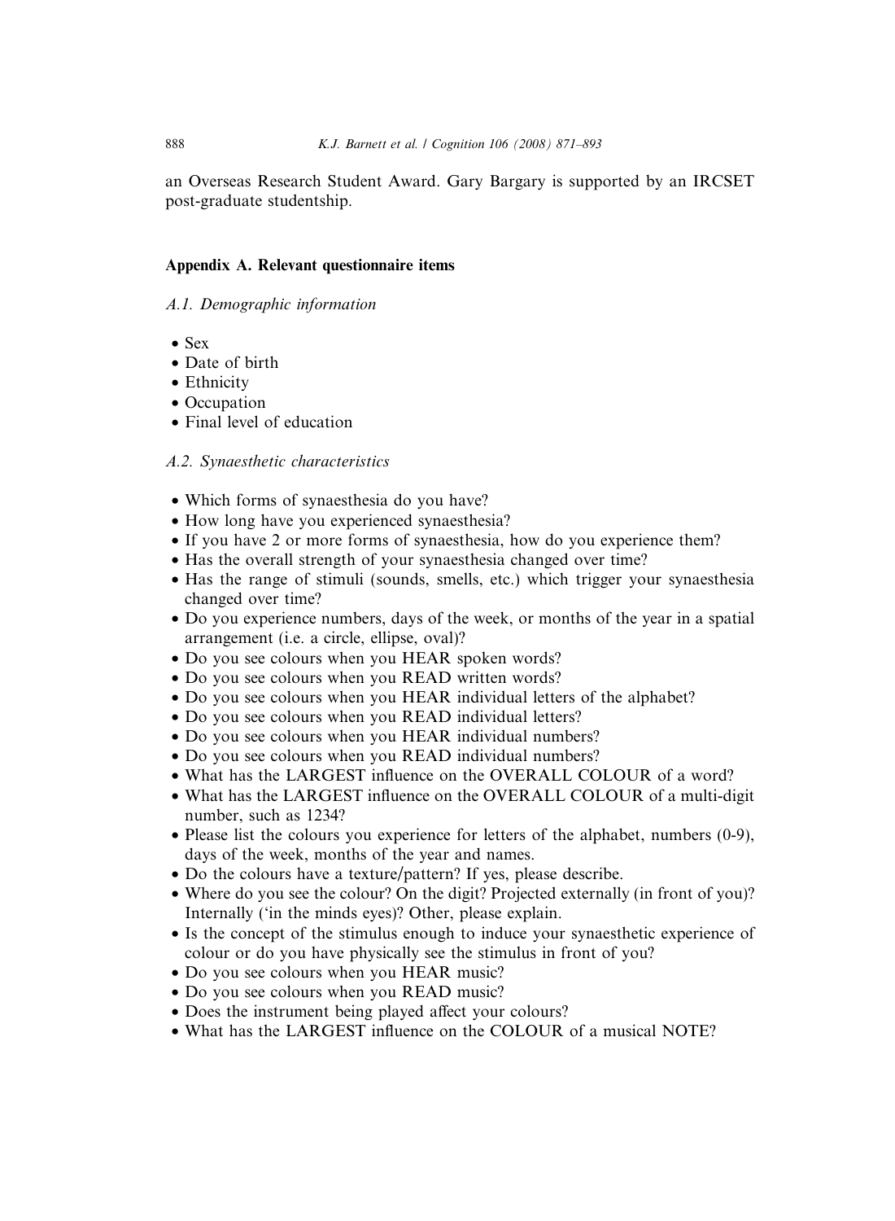an Overseas Research Student Award. Gary Bargary is supported by an IRCSET post-graduate studentship.

## Appendix A. Relevant questionnaire items

### *A.1. Demographic information*

- Sex
- Date of birth
- Ethnicity
- Occupation
- Final level of education

### *A.2. Synaesthetic characteristics*

- Which forms of synaesthesia do you have?
- How long have you experienced synaesthesia?
- If you have 2 or more forms of synaesthesia, how do you experience them?
- Has the overall strength of your synaesthesia changed over time?
- Has the range of stimuli (sounds, smells, etc.) which trigger your synaesthesia changed over time?
- Do you experience numbers, days of the week, or months of the year in a spatial arrangement (i.e. a circle, ellipse, oval)?
- Do you see colours when you HEAR spoken words?
- Do you see colours when you READ written words?
- Do you see colours when you HEAR individual letters of the alphabet?
- Do you see colours when you READ individual letters?
- Do you see colours when you HEAR individual numbers?
- Do you see colours when you READ individual numbers?
- What has the LARGEST influence on the OVERALL COLOUR of a word?
- What has the LARGEST influence on the OVERALL COLOUR of a multi-digit number, such as 1234?
- Please list the colours you experience for letters of the alphabet, numbers (0-9), days of the week, months of the year and names.
- Do the colours have a texture/pattern? If yes, please describe.
- Where do you see the colour? On the digit? Projected externally (in front of you)? Internally ('in the minds eyes)? Other, please explain.
- Is the concept of the stimulus enough to induce your synaesthetic experience of colour or do you have physically see the stimulus in front of you?
- Do you see colours when you HEAR music?
- Do you see colours when you READ music?
- Does the instrument being played affect your colours?
- What has the LARGEST influence on the COLOUR of a musical NOTE?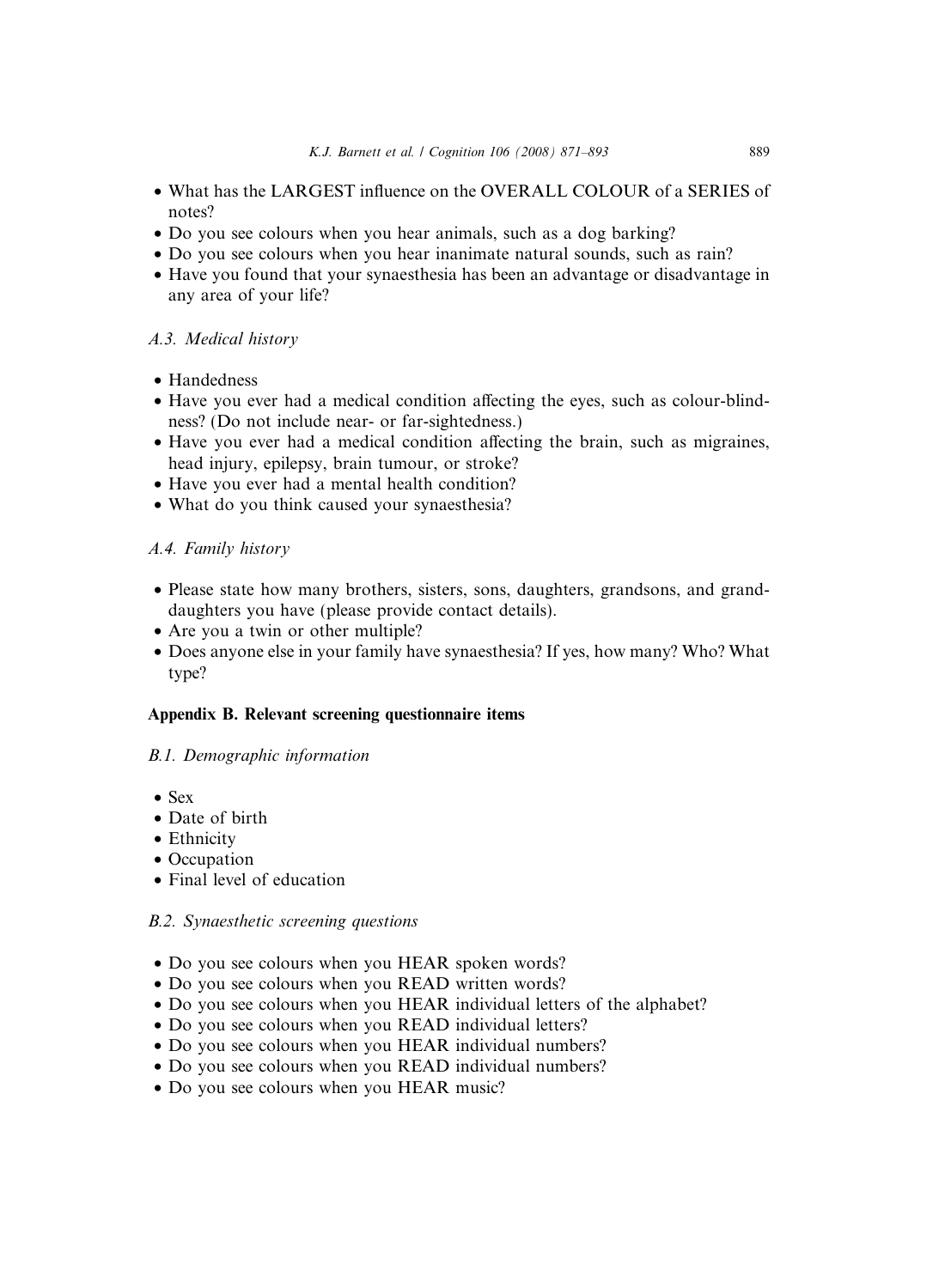- What has the LARGEST influence on the OVERALL COLOUR of a SERIES of notes?
- Do you see colours when you hear animals, such as a dog barking?
- Do you see colours when you hear inanimate natural sounds, such as rain?
- Have you found that your synaesthesia has been an advantage or disadvantage in any area of your life?

### *A.3. Medical history*

- Handedness
- Have you ever had a medical condition affecting the eyes, such as colour-blindness? (Do not include near- or far-sightedness.)
- Have you ever had a medical condition affecting the brain, such as migraines, head injury, epilepsy, brain tumour, or stroke?
- Have you ever had a mental health condition?
- What do you think caused your synaesthesia?

### *A.4. Family history*

- Please state how many brothers, sisters, sons, daughters, grandsons, and granddaughters you have (please provide contact details).
- Are you a twin or other multiple?
- Does anyone else in your family have synaesthesia? If yes, how many? Who? What type?

## Appendix B. Relevant screening questionnaire items

### *B.1. Demographic information*

- Sex
- Date of birth
- Ethnicity
- Occupation
- Final level of education

### *B.2. Synaesthetic screening questions*

- Do you see colours when you HEAR spoken words?
- Do you see colours when you READ written words?
- Do you see colours when you HEAR individual letters of the alphabet?
- Do you see colours when you READ individual letters?
- Do you see colours when you HEAR individual numbers?
- Do you see colours when you READ individual numbers?
- Do you see colours when you HEAR music?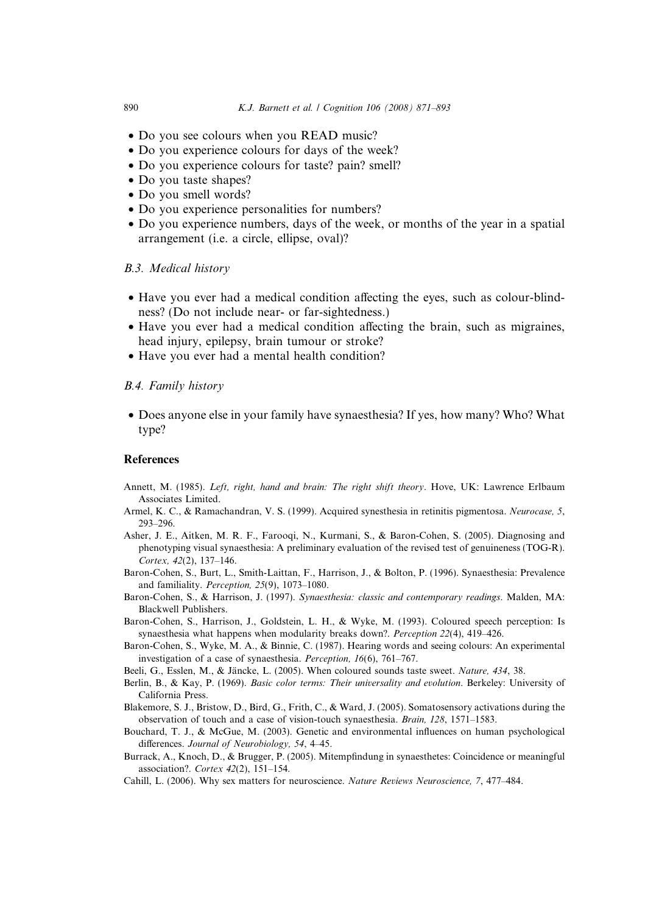- Do you see colours when you READ music?
- Do you experience colours for days of the week?
- Do you experience colours for taste? pain? smell?
- Do you taste shapes?
- Do you smell words?
- Do you experience personalities for numbers?
- Do you experience numbers, days of the week, or months of the year in a spatial arrangement (i.e. a circle, ellipse, oval)?

### *B.3. Medical history*

- Have you ever had a medical condition affecting the eyes, such as colour-blindness? (Do not include near- or far-sightedness.)
- Have you ever had a medical condition affecting the brain, such as migraines, head injury, epilepsy, brain tumour or stroke?
- Have you ever had a mental health condition?

### *B.4. Family history*

- Does anyone else in your family have synaesthesia? If yes, how many? Who? What type?

## References

Annett, M. (1985). *Left, right, hand and brain: The right shift theory*. Hove, UK: Lawrence Erlbaum Associates Limited.

Armel, K. C., & Ramachandran, V. S. (1999). Acquired synesthesia in retinitis pigmentosa. *Neurocase, 5*, 293–296.

Asher, J. E., Aitken, M. R. F., Farooqi, N., Kurmani, S., & Baron-Cohen, S. (2005). Diagnosing and phenotyping visual synaesthesia: A preliminary evaluation of the revised test of genuineness (TOG-R). *Cortex, 42*(2), 137–146.

Baron-Cohen, S., Burt, L., Smith-Laittan, F., Harrison, J., & Bolton, P. (1996). Synaesthesia: Prevalence and familiality. *Perception, 25*(9), 1073–1080.

Baron-Cohen, S., & Harrison, J. (1997). *Synaesthesia: classic and contemporary readings*. Malden, MA: Blackwell Publishers.

Baron-Cohen, S., Harrison, J., Goldstein, L. H., & Wyke, M. (1993). Coloured speech perception: Is synaesthesia what happens when modularity breaks down?. *Perception 22*(4), 419–426.

Baron-Cohen, S., Wyke, M. A., & Binnie, C. (1987). Hearing words and seeing colours: An experimental investigation of a case of synaesthesia. *Perception, 16*(6), 761–767.

Beeli, G., Esslen, M., & Jäncke, L. (2005). When coloured sounds taste sweet. *Nature, 434*, 38.

Berlin, B., & Kay, P. (1969). *Basic color terms: Their universality and evolution*. Berkeley: University of California Press.

Blakemore, S. J., Bristow, D., Bird, G., Frith, C., & Ward, J. (2005). Somatosensory activations during the observation of touch and a case of vision-touch synaesthesia. *Brain, 128*, 1571–1583.

Bouchard, T. J., & McGue, M. (2003). Genetic and environmental influences on human psychological differences. *Journal of Neurobiology, 54*, 4–45.

Burrack, A., Knoch, D., & Brugger, P. (2005). Mitempfindung in synaesthetes: Coincidence or meaningful association?. *Cortex 42*(2), 151–154.

Cahill, L. (2006). Why sex matters for neuroscience. *Nature Reviews Neuroscience, 7*, 477–484.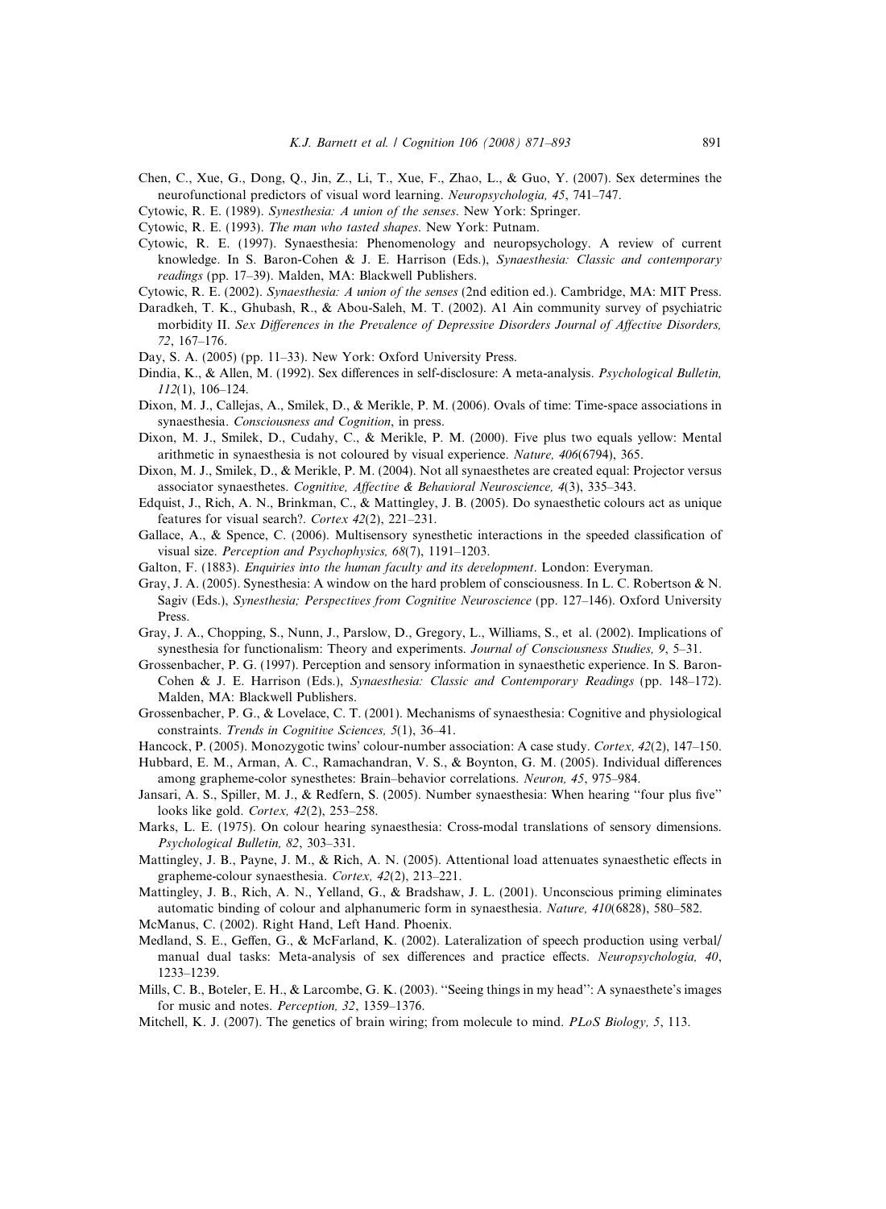Chen, C., Xue, G., Dong, Q., Jin, Z., Li, T., Xue, F., Zhao, L., & Guo, Y. (2007). Sex determines the neurofunctional predictors of visual word learning. *Neuropsychologia, 45*, 741–747.

Cytowic, R. E. (1989). *Synesthesia: A union of the senses*. New York: Springer.

Cytowic, R. E. (1993). *The man who tasted shapes*. New York: Putnam.

Cytowic, R. E. (1997). Synaesthesia: Phenomenology and neuropsychology. A review of current knowledge. In S. Baron-Cohen & J. E. Harrison (Eds.), *Synaesthesia: Classic and contemporary readings* (pp. 17–39). Malden, MA: Blackwell Publishers.

Cytowic, R. E. (2002). *Synaesthesia: A union of the senses* (2nd edition ed.). Cambridge, MA: MIT Press.

Daradkeh, T. K., Ghubash, R., & Abou-Saleh, M. T. (2002). Al Ain community survey of psychiatric morbidity II. *Sex Differences in the Prevalence of Depressive Disorders Journal of Affective Disorders, 72*, 167–176.

Day, S. A. (2005) (pp. 11–33). New York: Oxford University Press.

Dindia, K., & Allen, M. (1992). Sex differences in self-disclosure: A meta-analysis. *Psychological Bulletin, 112*(1), 106–124.

Dixon, M. J., Callejas, A., Smilek, D., & Merikle, P. M. (2006). Ovals of time: Time-space associations in synaesthesia. *Consciousness and Cognition*, in press.

Dixon, M. J., Smilek, D., Cudahy, C., & Merikle, P. M. (2000). Five plus two equals yellow: Mental arithmetic in synaesthesia is not coloured by visual experience. *Nature, 406*(6794), 365.

Dixon, M. J., Smilek, D., & Merikle, P. M. (2004). Not all synaesthetes are created equal: Projector versus associator synaesthetes. *Cognitive, Affective & Behavioral Neuroscience, 4*(3), 335–343.

Edquist, J., Rich, A. N., Brinkman, C., & Mattingley, J. B. (2005). Do synaesthetic colours act as unique features for visual search?. *Cortex 42*(2), 221–231.

Gallace, A., & Spence, C. (2006). Multisensory synesthetic interactions in the speeded classification of visual size. *Perception and Psychophysics, 68*(7), 1191–1203.

Galton, F. (1883). *Enquiries into the human faculty and its development*. London: Everyman.

Gray, J. A. (2005). Synesthesia: A window on the hard problem of consciousness. In L. C. Robertson & N. Sagiv (Eds.), *Synesthesia; Perspectives from Cognitive Neuroscience* (pp. 127–146). Oxford University Press.

Gray, J. A., Chopping, S., Nunn, J., Parslow, D., Gregory, L., Williams, S., et al. (2002). Implications of synesthesia for functionalism: Theory and experiments. *Journal of Consciousness Studies, 9*, 5–31.

Grossenbacher, P. G. (1997). Perception and sensory information in synaesthetic experience. In S. Baron-Cohen & J. E. Harrison (Eds.), *Synaesthesia: Classic and Contemporary Readings* (pp. 148–172). Malden, MA: Blackwell Publishers.

Grossenbacher, P. G., & Lovelace, C. T. (2001). Mechanisms of synaesthesia: Cognitive and physiological constraints. *Trends in Cognitive Sciences, 5*(1), 36–41.

Hancock, P. (2005). Monozygotic twins' colour-number association: A case study. *Cortex, 42*(2), 147–150.

Hubbard, E. M., Arman, A. C., Ramachandran, V. S., & Boynton, G. M. (2005). Individual differences among grapheme-color synesthetes: Brain–behavior correlations. *Neuron, 45*, 975–984.

Jansari, A. S., Spiller, M. J., & Redfern, S. (2005). Number synaesthesia: When hearing ''four plus five'' looks like gold. *Cortex, 42*(2), 253–258.

Marks, L. E. (1975). On colour hearing synaesthesia: Cross-modal translations of sensory dimensions. *Psychological Bulletin, 82*, 303–331.

Mattingley, J. B., Payne, J. M., & Rich, A. N. (2005). Attentional load attenuates synaesthetic effects in grapheme-colour synaesthesia. *Cortex, 42*(2), 213–221.

Mattingley, J. B., Rich, A. N., Yelland, G., & Bradshaw, J. L. (2001). Unconscious priming eliminates automatic binding of colour and alphanumeric form in synaesthesia. *Nature, 410*(6828), 580–582.

McManus, C. (2002). Right Hand, Left Hand. Phoenix.

Medland, S. E., Geffen, G., & McFarland, K. (2002). Lateralization of speech production using verbal/manual dual tasks: Meta-analysis of sex differences and practice effects. *Neuropsychologia, 40*, 1233–1239.

Mills, C. B., Boteler, E. H., & Larcombe, G. K. (2003). ''Seeing things in my head'': A synaesthete's images for music and notes. *Perception, 32*, 1359–1376.

Mitchell, K. J. (2007). The genetics of brain wiring; from molecule to mind. *PLoS Biology, 5*, 113.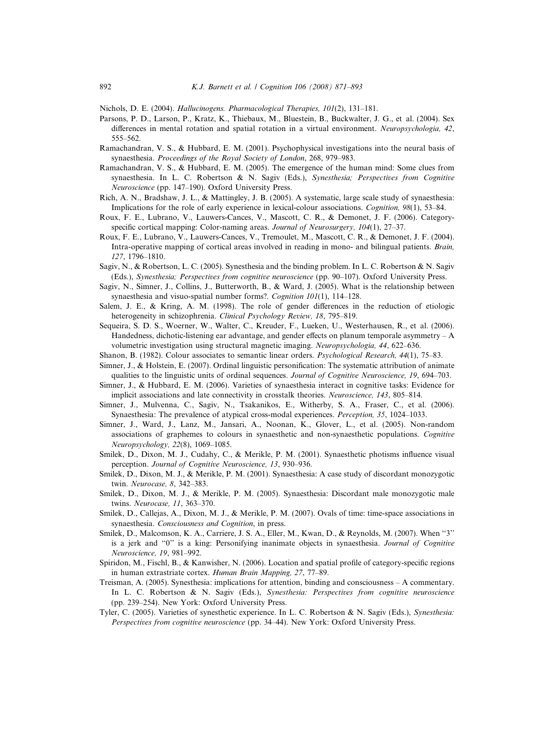Nichols, D. E. (2004). Hallucinogens. *Pharmacological Therapies, 101*(2), 131–181.

Parsons, P. D., Larson, P., Kratz, K., Thiebaux, M., Bluestein, B., Buckwalter, J. G., et al. (2004). Sex differences in mental rotation and spatial rotation in a virtual environment. *Neuropsychologia, 42*, 555–562.

Ramachandran, V. S., & Hubbard, E. M. (2001). Psychophysical investigations into the neural basis of synaesthesia. *Proceedings of the Royal Society of London*, 268, 979–983.

Ramachandran, V. S., & Hubbard, E. M. (2005). The emergence of the human mind: Some clues from synaesthesia. In L. C. Robertson & N. Sagiv (Eds.), *Synesthesia; Perspectives from Cognitive Neuroscience* (pp. 147–190). Oxford University Press.

Rich, A. N., Bradshaw, J. L., & Mattingley, J. B. (2005). A systematic, large scale study of synaesthesia: Implications for the role of early experience in lexical-colour associations. *Cognition, 98*(1), 53–84.

Roux, F. E., Lubrano, V., Lauwers-Cances, V., Mascott, C. R., & Demonet, J. F. (2006). Category-specific cortical mapping: Color-naming areas. *Journal of Neurosurgery, 104*(1), 27–37.

Roux, F. E., Lubrano, V., Lauwers-Cances, V., Tremoulet, M., Mascott, C. R., & Demonet, J. F. (2004). Intra-operative mapping of cortical areas involved in reading in mono- and bilingual patients. *Brain, 127*, 1796–1810.

Sagiv, N., & Robertson, L. C. (2005). Synesthesia and the binding problem. In L. C. Robertson & N. Sagiv (Eds.), *Synesthesia; Perspectives from cognitive neuroscience* (pp. 90–107). Oxford University Press.

Sagiv, N., Simner, J., Collins, J., Butterworth, B., & Ward, J. (2005). What is the relationship between synaesthesia and visuo-spatial number forms?. *Cognition 101*(1), 114–128.

Salem, J. E., & Kring, A. M. (1998). The role of gender differences in the reduction of etiologic heterogeneity in schizophrenia. *Clinical Psychology Review, 18*, 795–819.

Sequeira, S. D. S., Woerner, W., Walter, C., Kreuder, F., Lueken, U., Westerhausen, R., et al. (2006). Handedness, dichotic-listening ear advantage, and gender effects on planum temporale asymmetry – A volumetric investigation using structural magnetic imaging. *Neuropsychologia, 44*, 622–636.

Shanon, B. (1982). Colour associates to semantic linear orders. *Psychological Research, 44*(1), 75–83.

Simner, J., & Holstein, E. (2007). Ordinal linguistic personification: The systematic attribution of animate qualities to the linguistic units of ordinal sequences. *Journal of Cognitive Neuroscience, 19*, 694–703.

Simner, J., & Hubbard, E. M. (2006). Varieties of synaesthesia interact in cognitive tasks: Evidence for implicit associations and late connectivity in crosstalk theories. *Neuroscience, 143*, 805–814.

Simner, J., Mulvenna, C., Sagiv, N., Tsakanikos, E., Witherby, S. A., Fraser, C., et al. (2006). Synaesthesia: The prevalence of atypical cross-modal experiences. *Perception, 35*, 1024–1033.

Simner, J., Ward, J., Lanz, M., Jansari, A., Noonan, K., Glover, L., et al. (2005). Non-random associations of graphemes to colours in synaesthetic and non-synaesthetic populations. *Cognitive Neuropsychology, 22*(8), 1069–1085.

Smilek, D., Dixon, M. J., Cudahy, C., & Merikle, P. M. (2001). Synaesthetic photisms influence visual perception. *Journal of Cognitive Neuroscience, 13*, 930–936.

Smilek, D., Dixon, M. J., & Merikle, P. M. (2001). Synaesthesia: A case study of discordant monozygotic twin. *Neurocase, 8*, 342–383.

Smilek, D., Dixon, M. J., & Merikle, P. M. (2005). Synaesthesia: Discordant male monozygotic male twins. *Neurocase, 11*, 363–370.

Smilek, D., Callejas, A., Dixon, M. J., & Merikle, P. M. (2007). Ovals of time: time-space associations in synaesthesia. *Consciousness and Cognition*, in press.

Smilek, D., Malcomson, K. A., Carriere, J. S. A., Eller, M., Kwan, D., & Reynolds, M. (2007). When "3" is a jerk and "0" is a king: Personifying inanimate objects in synaesthesia. *Journal of Cognitive Neuroscience, 19*, 981–992.

Spiridon, M., Fischl, B., & Kanwisher, N. (2006). Location and spatial profile of category-specific regions in human extrastriate cortex. *Human Brain Mapping, 27*, 77–89.

Treisman, A. (2005). Synesthesia: implications for attention, binding and consciousness – A commentary. In L. C. Robertson & N. Sagiv (Eds.), *Synesthesia: Perspectives from cognitive neuroscience* (pp. 239–254). New York: Oxford University Press.

Tyler, C. (2005). Varieties of synesthetic experience. In L. C. Robertson & N. Sagiv (Eds.), *Synesthesia: Perspectives from cognitive neuroscience* (pp. 34–44). New York: Oxford University Press.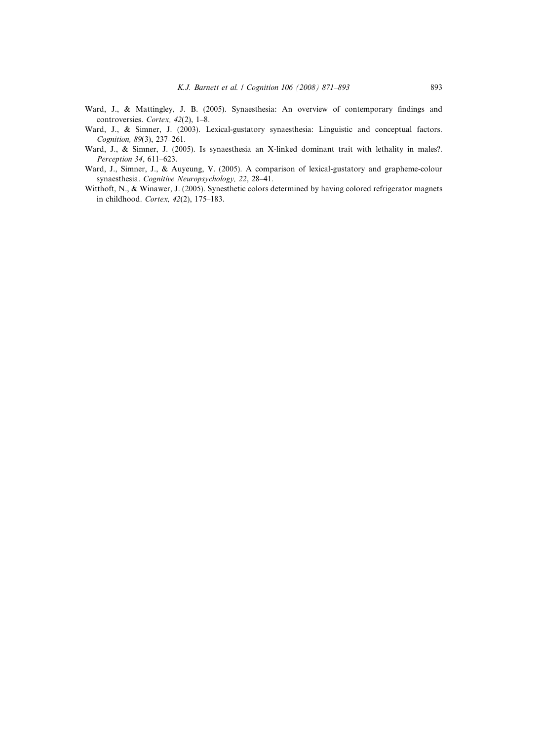Ward, J., & Mattingley, J. B. (2005). Synaesthesia: An overview of contemporary findings and controversies. *Cortex, 42*(2), 1–8.

Ward, J., & Simner, J. (2003). Lexical-gustatory synaesthesia: Linguistic and conceptual factors. *Cognition, 89*(3), 237–261.

Ward, J., & Simner, J. (2005). Is synaesthesia an X-linked dominant trait with lethality in males?. *Perception 34*, 611–623.

Ward, J., Simner, J., & Auyeung, V. (2005). A comparison of lexical-gustatory and grapheme-colour synaesthesia. *Cognitive Neuropsychology, 22*, 28–41.

Witthoft, N., & Winawer, J. (2005). Synesthetic colors determined by having colored refrigerator magnets in childhood. *Cortex, 42*(2), 175–183.